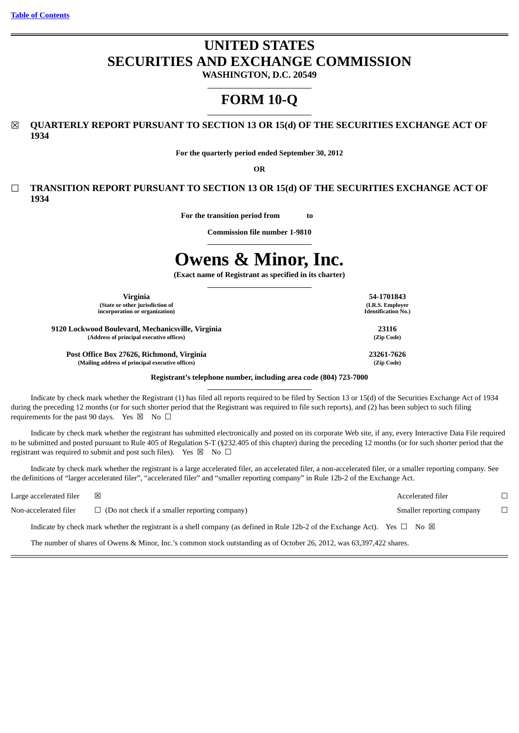[Table of Contents](#)

# UNITED STATES
# SECURITIES AND EXCHANGE COMMISSION

**WASHINGTON, D.C. 20549**

# FORM 10-Q

☒ **QUARTERLY REPORT PURSUANT TO SECTION 13 OR 15(d) OF THE SECURITIES EXCHANGE ACT OF 1934**

**For the quarterly period ended September 30, 2012**

**OR**

☐ **TRANSITION REPORT PURSUANT TO SECTION 13 OR 15(d) OF THE SECURITIES EXCHANGE ACT OF 1934**

**For the transition period from to**

**Commission file number 1-9810**

# Owens & Minor, Inc.

**(Exact name of Registrant as specified in its charter)**

| | |
|---|---|
| **Virginia**<br>**(State or other jurisdiction of incorporation or organization)** | **54-1701843**<br>**(I.R.S. Employer Identification No.)** |
| **9120 Lockwood Boulevard, Mechanicsville, Virginia**<br>**(Address of principal executive offices)** | **23116**<br>**(Zip Code)** |
| **Post Office Box 27626, Richmond, Virginia**<br>**(Mailing address of principal executive offices)** | **23261-7626**<br>**(Zip Code)** |

**Registrant's telephone number, including area code (804) 723-7000**

Indicate by check mark whether the Registrant (1) has filed all reports required to be filed by Section 13 or 15(d) of the Securities Exchange Act of 1934 during the preceding 12 months (or for such shorter period that the Registrant was required to file such reports), and (2) has been subject to such filing requirements for the past 90 days. Yes ☒ No ☐

Indicate by check mark whether the registrant has submitted electronically and posted on its corporate Web site, if any, every Interactive Data File required to be submitted and posted pursuant to Rule 405 of Regulation S-T (§232.405 of this chapter) during the preceding 12 months (or for such shorter period that the registrant was required to submit and post such files). Yes ☒ No ☐

Indicate by check mark whether the registrant is a large accelerated filer, an accelerated filer, a non-accelerated filer, or a smaller reporting company. See the definitions of "larger accelerated filer", "accelerated filer" and "smaller reporting company" in Rule 12b-2 of the Exchange Act.

| | | | |
|---|---|---|---|
| Large accelerated filer | ☒ | Accelerated filer | ☐ |
| Non-accelerated filer | ☐ (Do not check if a smaller reporting company) | Smaller reporting company | ☐ |

Indicate by check mark whether the registrant is a shell company (as defined in Rule 12b-2 of the Exchange Act). Yes ☐ No ☒

The number of shares of Owens & Minor, Inc.'s common stock outstanding as of October 26, 2012, was 63,397,422 shares.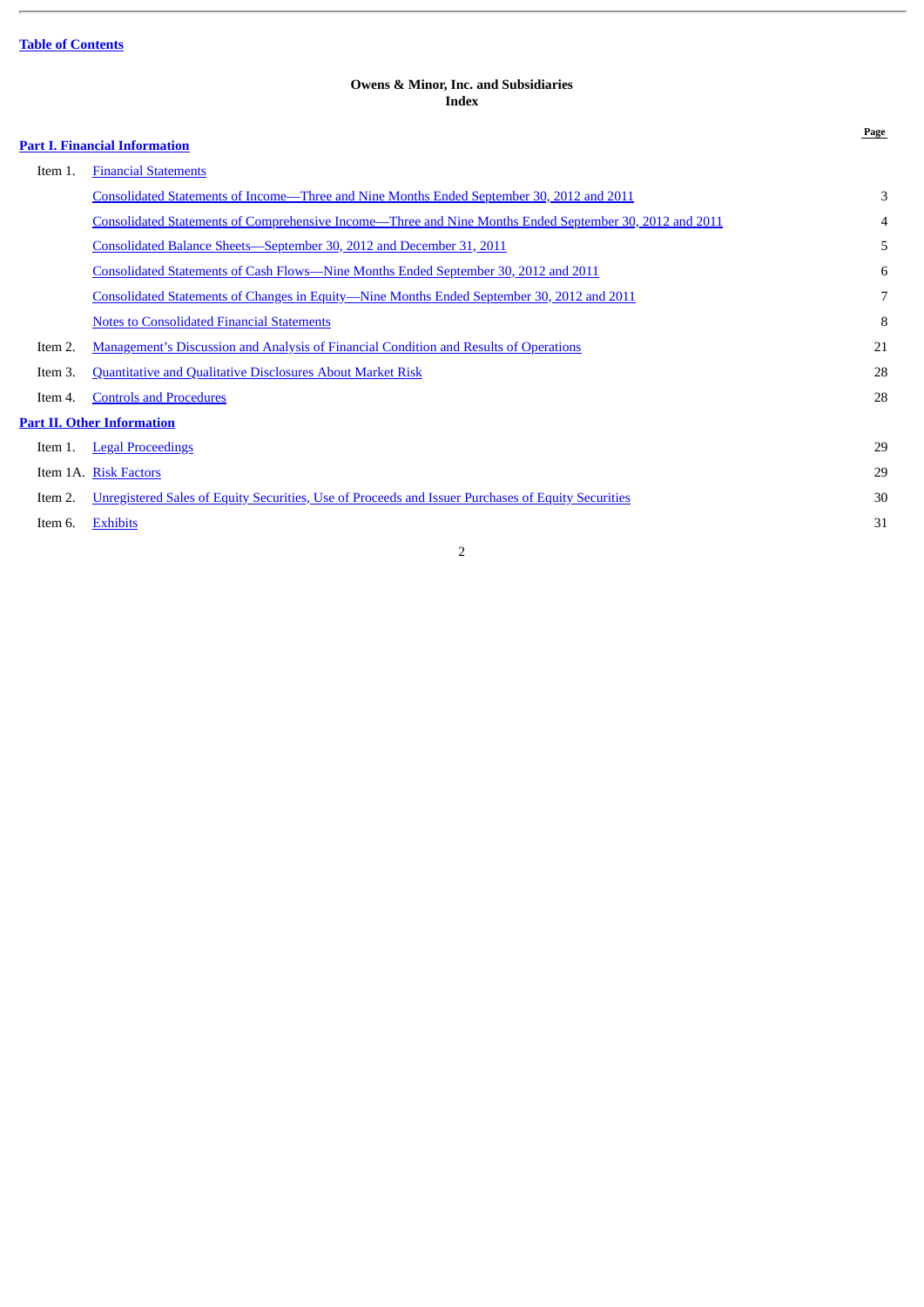Table of Contents

**Owens & Minor, Inc. and Subsidiaries**
**Index**

| | | Page |
|---|---|---|
| **Part I. Financial Information** | | |
| Item 1. | Financial Statements | |
| | Consolidated Statements of Income—Three and Nine Months Ended September 30, 2012 and 2011 | 3 |
| | Consolidated Statements of Comprehensive Income—Three and Nine Months Ended September 30, 2012 and 2011 | 4 |
| | Consolidated Balance Sheets—September 30, 2012 and December 31, 2011 | 5 |
| | Consolidated Statements of Cash Flows—Nine Months Ended September 30, 2012 and 2011 | 6 |
| | Consolidated Statements of Changes in Equity—Nine Months Ended September 30, 2012 and 2011 | 7 |
| | Notes to Consolidated Financial Statements | 8 |
| Item 2. | Management's Discussion and Analysis of Financial Condition and Results of Operations | 21 |
| Item 3. | Quantitative and Qualitative Disclosures About Market Risk | 28 |
| Item 4. | Controls and Procedures | 28 |
| **Part II. Other Information** | | |
| Item 1. | Legal Proceedings | 29 |
| Item 1A. | Risk Factors | 29 |
| Item 2. | Unregistered Sales of Equity Securities, Use of Proceeds and Issuer Purchases of Equity Securities | 30 |
| Item 6. | Exhibits | 31 |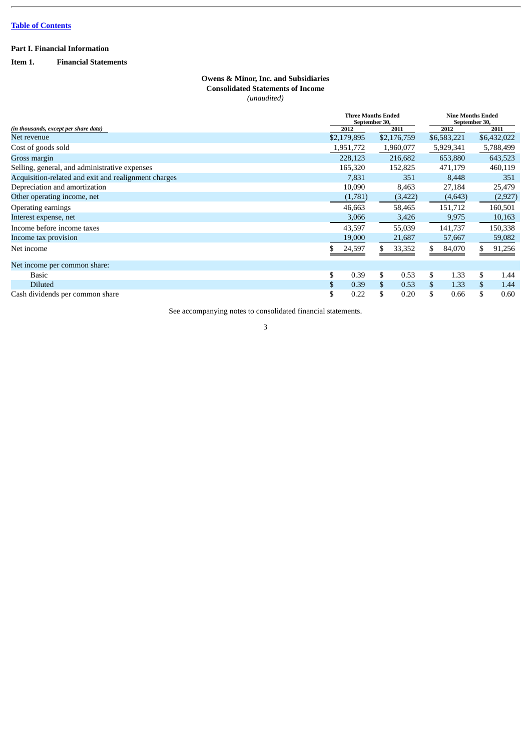Table of Contents

**Part I. Financial Information**

**Item 1. Financial Statements**

**Owens & Minor, Inc. and Subsidiaries**
**Consolidated Statements of Income**
*(unaudited)*

| *(in thousands, except per share data)* | Three Months Ended September 30, 2012 | Three Months Ended September 30, 2011 | Nine Months Ended September 30, 2012 | Nine Months Ended September 30, 2011 |
|---|---|---|---|---|
| Net revenue | $2,179,895 | $2,176,759 | $6,583,221 | $6,432,022 |
| Cost of goods sold | 1,951,772 | 1,960,077 | 5,929,341 | 5,788,499 |
| Gross margin | 228,123 | 216,682 | 653,880 | 643,523 |
| Selling, general, and administrative expenses | 165,320 | 152,825 | 471,179 | 460,119 |
| Acquisition-related and exit and realignment charges | 7,831 | 351 | 8,448 | 351 |
| Depreciation and amortization | 10,090 | 8,463 | 27,184 | 25,479 |
| Other operating income, net | (1,781) | (3,422) | (4,643) | (2,927) |
| Operating earnings | 46,663 | 58,465 | 151,712 | 160,501 |
| Interest expense, net | 3,066 | 3,426 | 9,975 | 10,163 |
| Income before income taxes | 43,597 | 55,039 | 141,737 | 150,338 |
| Income tax provision | 19,000 | 21,687 | 57,667 | 59,082 |
| Net income | $ 24,597 | $ 33,352 | $ 84,070 | $ 91,256 |
| Net income per common share: | | | | |
| Basic | $ 0.39 | $ 0.53 | $ 1.33 | $ 1.44 |
| Diluted | $ 0.39 | $ 0.53 | $ 1.33 | $ 1.44 |
| Cash dividends per common share | $ 0.22 | $ 0.20 | $ 0.66 | $ 0.60 |

See accompanying notes to consolidated financial statements.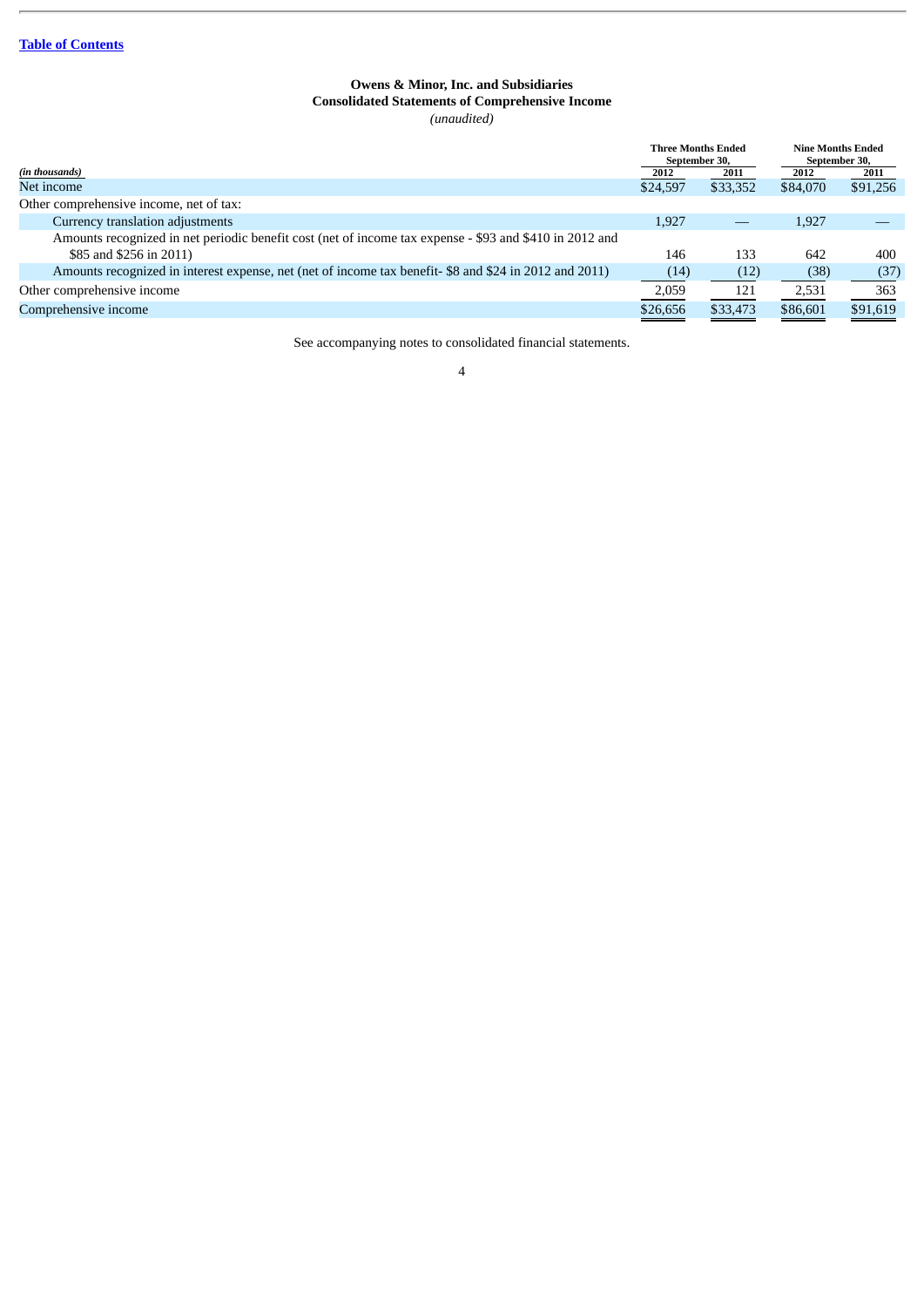[Table of Contents]

**Owens & Minor, Inc. and Subsidiaries**
**Consolidated Statements of Comprehensive Income**
*(unaudited)*

| *(in thousands)* | Three Months Ended September 30, 2012 | Three Months Ended September 30, 2011 | Nine Months Ended September 30, 2012 | Nine Months Ended September 30, 2011 |
|---|---|---|---|---|
| Net income | $24,597 | $33,352 | $84,070 | $91,256 |
| Other comprehensive income, net of tax: | | | | |
| Currency translation adjustments | 1,927 | — | 1,927 | — |
| Amounts recognized in net periodic benefit cost (net of income tax expense - $93 and $410 in 2012 and $85 and $256 in 2011) | 146 | 133 | 642 | 400 |
| Amounts recognized in interest expense, net (net of income tax benefit- $8 and $24 in 2012 and 2011) | (14) | (12) | (38) | (37) |
| Other comprehensive income | 2,059 | 121 | 2,531 | 363 |
| Comprehensive income | $26,656 | $33,473 | $86,601 | $91,619 |

See accompanying notes to consolidated financial statements.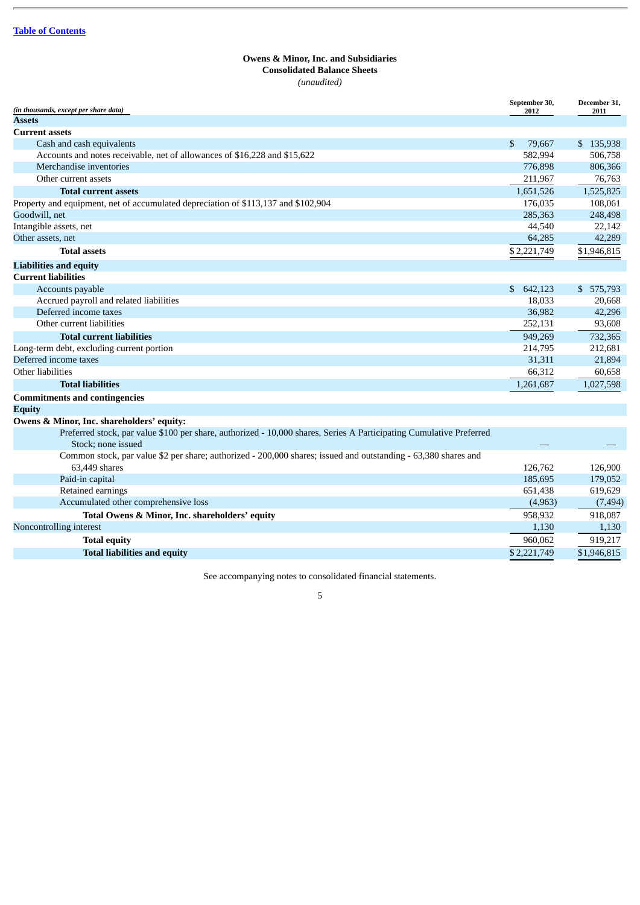[Table of Contents](#)

**Owens & Minor, Inc. and Subsidiaries**
**Consolidated Balance Sheets**
*(unaudited)*

| *(in thousands, except per share data)* | September 30, 2012 | December 31, 2011 |
|---|---|---|
| **Assets** | | |
| **Current assets** | | |
| Cash and cash equivalents | $ 79,667 | $ 135,938 |
| Accounts and notes receivable, net of allowances of $16,228 and $15,622 | 582,994 | 506,758 |
| Merchandise inventories | 776,898 | 806,366 |
| Other current assets | 211,967 | 76,763 |
| **Total current assets** | 1,651,526 | 1,525,825 |
| Property and equipment, net of accumulated depreciation of $113,137 and $102,904 | 176,035 | 108,061 |
| Goodwill, net | 285,363 | 248,498 |
| Intangible assets, net | 44,540 | 22,142 |
| Other assets, net | 64,285 | 42,289 |
| **Total assets** | $ 2,221,749 | $1,946,815 |
| **Liabilities and equity** | | |
| **Current liabilities** | | |
| Accounts payable | $ 642,123 | $ 575,793 |
| Accrued payroll and related liabilities | 18,033 | 20,668 |
| Deferred income taxes | 36,982 | 42,296 |
| Other current liabilities | 252,131 | 93,608 |
| **Total current liabilities** | 949,269 | 732,365 |
| Long-term debt, excluding current portion | 214,795 | 212,681 |
| Deferred income taxes | 31,311 | 21,894 |
| Other liabilities | 66,312 | 60,658 |
| **Total liabilities** | 1,261,687 | 1,027,598 |
| **Commitments and contingencies** | | |
| **Equity** | | |
| **Owens & Minor, Inc. shareholders' equity:** | | |
| Preferred stock, par value $100 per share, authorized - 10,000 shares, Series A Participating Cumulative Preferred Stock; none issued | — | — |
| Common stock, par value $2 per share; authorized - 200,000 shares; issued and outstanding - 63,380 shares and 63,449 shares | 126,762 | 126,900 |
| Paid-in capital | 185,695 | 179,052 |
| Retained earnings | 651,438 | 619,629 |
| Accumulated other comprehensive loss | (4,963) | (7,494) |
| **Total Owens & Minor, Inc. shareholders' equity** | 958,932 | 918,087 |
| Noncontrolling interest | 1,130 | 1,130 |
| **Total equity** | 960,062 | 919,217 |
| **Total liabilities and equity** | $ 2,221,749 | $1,946,815 |

See accompanying notes to consolidated financial statements.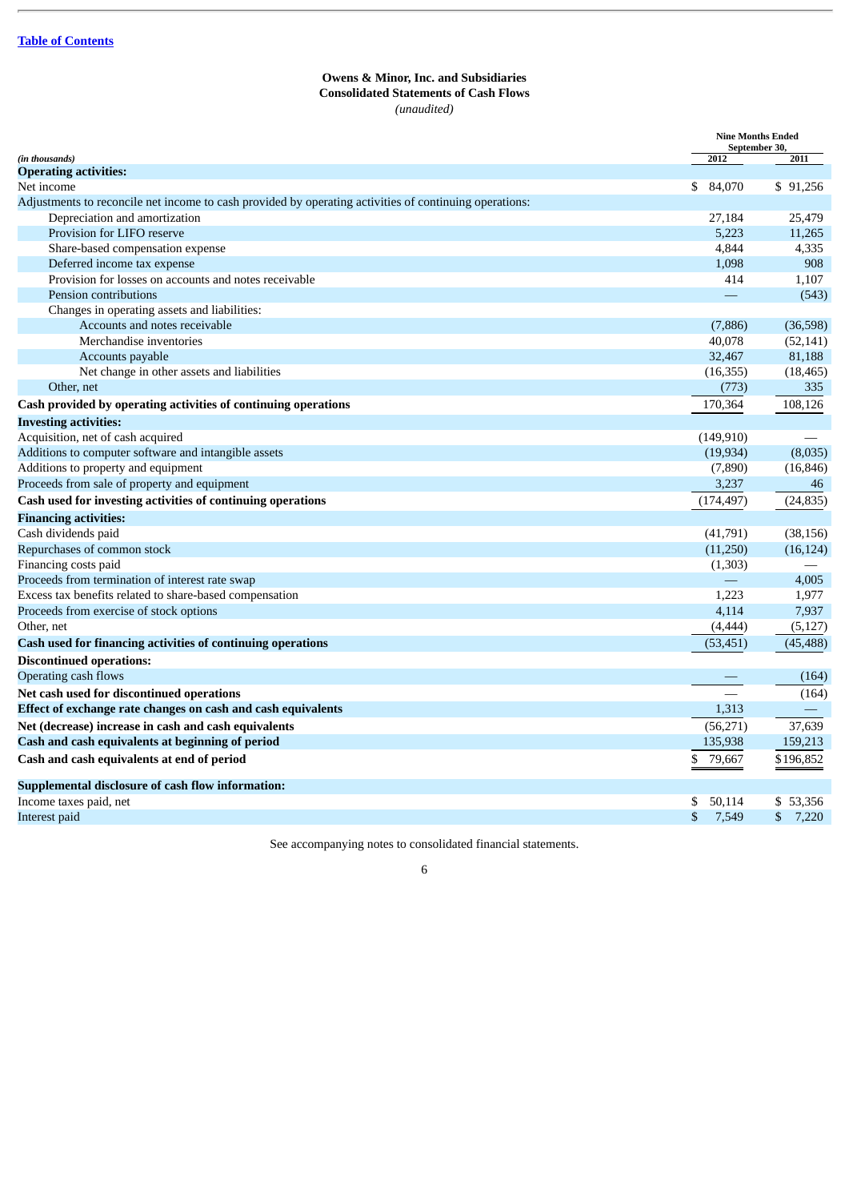Table of Contents

**Owens & Minor, Inc. and Subsidiaries**
**Consolidated Statements of Cash Flows**
*(unaudited)*

| *(in thousands)* | Nine Months Ended September 30, 2012 | 2011 |
|---|---|---|
| **Operating activities:** | | |
| Net income | $ 84,070 | $ 91,256 |
| Adjustments to reconcile net income to cash provided by operating activities of continuing operations: | | |
| Depreciation and amortization | 27,184 | 25,479 |
| Provision for LIFO reserve | 5,223 | 11,265 |
| Share-based compensation expense | 4,844 | 4,335 |
| Deferred income tax expense | 1,098 | 908 |
| Provision for losses on accounts and notes receivable | 414 | 1,107 |
| Pension contributions | — | (543) |
| Changes in operating assets and liabilities: | | |
| Accounts and notes receivable | (7,886) | (36,598) |
| Merchandise inventories | 40,078 | (52,141) |
| Accounts payable | 32,467 | 81,188 |
| Net change in other assets and liabilities | (16,355) | (18,465) |
| Other, net | (773) | 335 |
| **Cash provided by operating activities of continuing operations** | 170,364 | 108,126 |
| **Investing activities:** | | |
| Acquisition, net of cash acquired | (149,910) | — |
| Additions to computer software and intangible assets | (19,934) | (8,035) |
| Additions to property and equipment | (7,890) | (16,846) |
| Proceeds from sale of property and equipment | 3,237 | 46 |
| **Cash used for investing activities of continuing operations** | (174,497) | (24,835) |
| **Financing activities:** | | |
| Cash dividends paid | (41,791) | (38,156) |
| Repurchases of common stock | (11,250) | (16,124) |
| Financing costs paid | (1,303) | — |
| Proceeds from termination of interest rate swap | — | 4,005 |
| Excess tax benefits related to share-based compensation | 1,223 | 1,977 |
| Proceeds from exercise of stock options | 4,114 | 7,937 |
| Other, net | (4,444) | (5,127) |
| **Cash used for financing activities of continuing operations** | (53,451) | (45,488) |
| **Discontinued operations:** | | |
| Operating cash flows | — | (164) |
| **Net cash used for discontinued operations** | — | (164) |
| **Effect of exchange rate changes on cash and cash equivalents** | 1,313 | — |
| **Net (decrease) increase in cash and cash equivalents** | (56,271) | 37,639 |
| **Cash and cash equivalents at beginning of period** | 135,938 | 159,213 |
| **Cash and cash equivalents at end of period** | $ 79,667 | $196,852 |
| **Supplemental disclosure of cash flow information:** | | |
| Income taxes paid, net | $ 50,114 | $ 53,356 |
| Interest paid | $ 7,549 | $ 7,220 |

See accompanying notes to consolidated financial statements.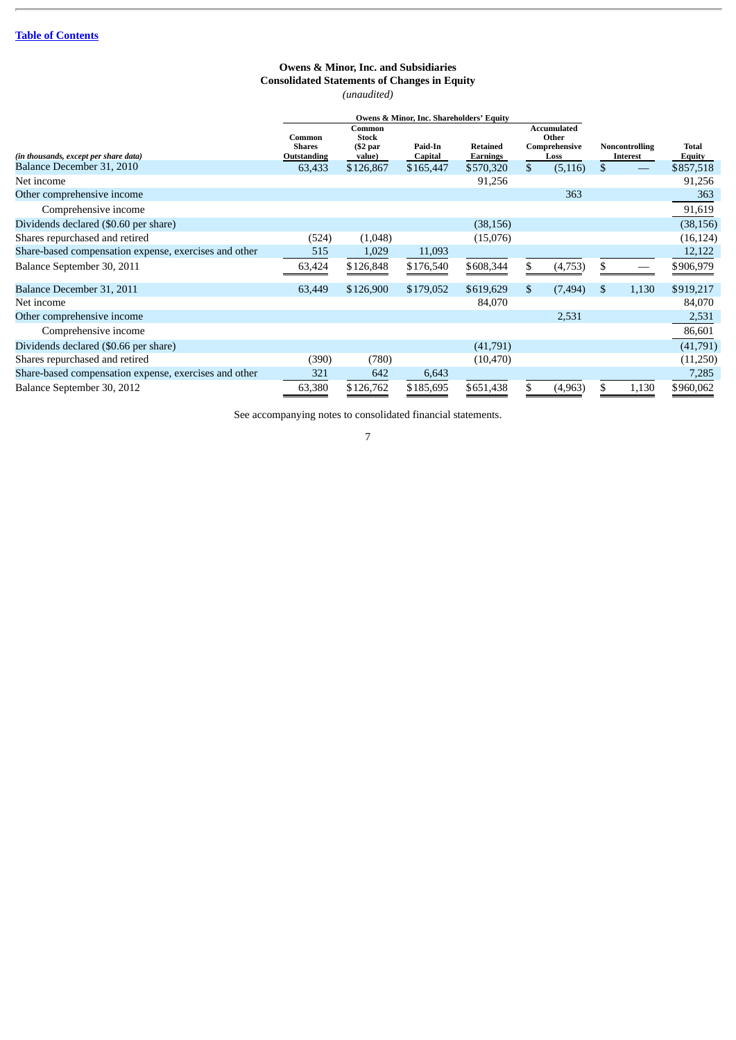[Table of Contents](#)

**Owens & Minor, Inc. and Subsidiaries**
**Consolidated Statements of Changes in Equity**
*(unaudited)*

| *(in thousands, except per share data)* | Owens & Minor, Inc. Shareholders' Equity | | | | | | |
|---|---|---|---|---|---|---|---|
| | Common Shares Outstanding | Common Stock ($2 par value) | Paid-In Capital | Retained Earnings | Accumulated Other Comprehensive Loss | Noncontrolling Interest | Total Equity |
| Balance December 31, 2010 | 63,433 | $126,867 | $165,447 | $570,320 | $ (5,116) | $ — | $857,518 |
| Net income | | | | 91,256 | | | 91,256 |
| Other comprehensive income | | | | | 363 | | 363 |
| Comprehensive income | | | | | | | 91,619 |
| Dividends declared ($0.60 per share) | | | | (38,156) | | | (38,156) |
| Shares repurchased and retired | (524) | (1,048) | | (15,076) | | | (16,124) |
| Share-based compensation expense, exercises and other | 515 | 1,029 | 11,093 | | | | 12,122 |
| Balance September 30, 2011 | 63,424 | $126,848 | $176,540 | $608,344 | $ (4,753) | $ — | $906,979 |
| Balance December 31, 2011 | 63,449 | $126,900 | $179,052 | $619,629 | $ (7,494) | $ 1,130 | $919,217 |
| Net income | | | | 84,070 | | | 84,070 |
| Other comprehensive income | | | | | 2,531 | | 2,531 |
| Comprehensive income | | | | | | | 86,601 |
| Dividends declared ($0.66 per share) | | | | (41,791) | | | (41,791) |
| Shares repurchased and retired | (390) | (780) | | (10,470) | | | (11,250) |
| Share-based compensation expense, exercises and other | 321 | 642 | 6,643 | | | | 7,285 |
| Balance September 30, 2012 | 63,380 | $126,762 | $185,695 | $651,438 | $ (4,963) | $ 1,130 | $960,062 |

See accompanying notes to consolidated financial statements.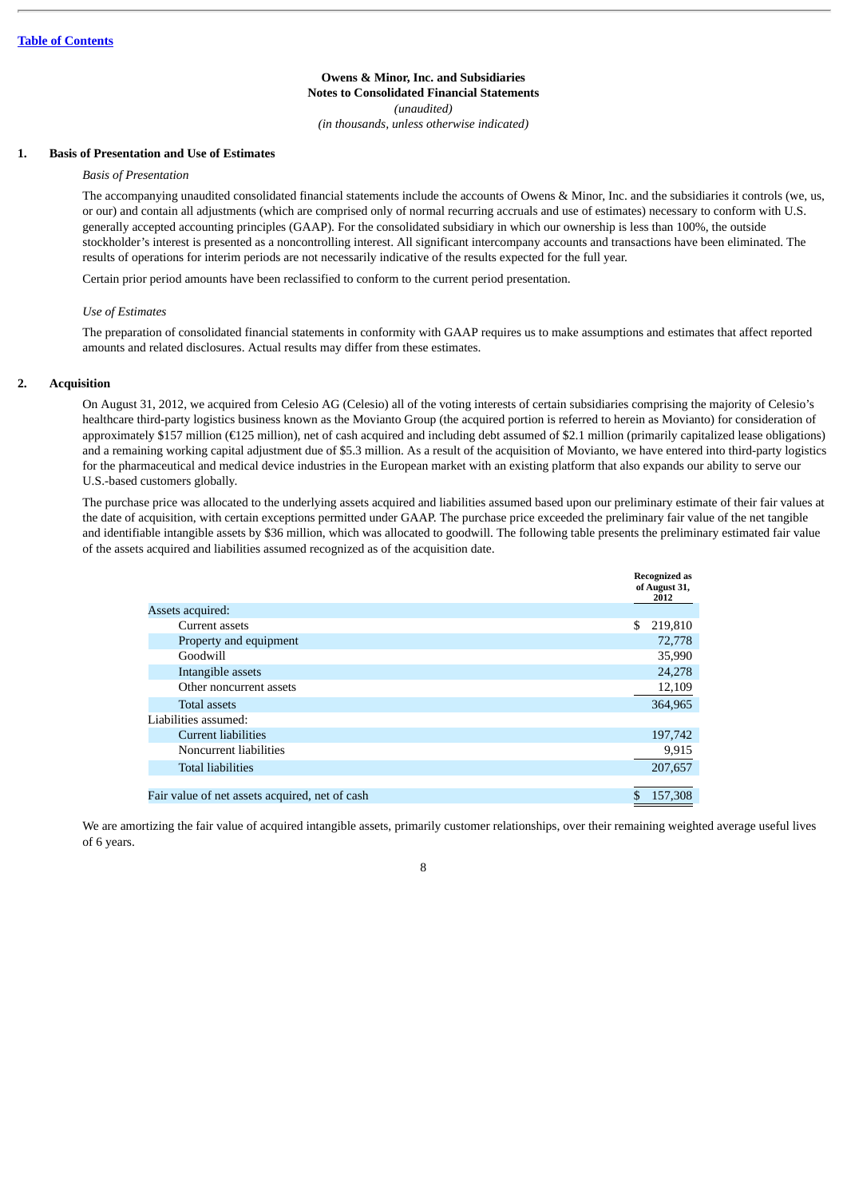**Owens & Minor, Inc. and Subsidiaries**
**Notes to Consolidated Financial Statements**
*(unaudited)*
*(in thousands, unless otherwise indicated)*

## 1. Basis of Presentation and Use of Estimates

*Basis of Presentation*

The accompanying unaudited consolidated financial statements include the accounts of Owens & Minor, Inc. and the subsidiaries it controls (we, us, or our) and contain all adjustments (which are comprised only of normal recurring accruals and use of estimates) necessary to conform with U.S. generally accepted accounting principles (GAAP). For the consolidated subsidiary in which our ownership is less than 100%, the outside stockholder's interest is presented as a noncontrolling interest. All significant intercompany accounts and transactions have been eliminated. The results of operations for interim periods are not necessarily indicative of the results expected for the full year.

Certain prior period amounts have been reclassified to conform to the current period presentation.

*Use of Estimates*

The preparation of consolidated financial statements in conformity with GAAP requires us to make assumptions and estimates that affect reported amounts and related disclosures. Actual results may differ from these estimates.

## 2. Acquisition

On August 31, 2012, we acquired from Celesio AG (Celesio) all of the voting interests of certain subsidiaries comprising the majority of Celesio's healthcare third-party logistics business known as the Movianto Group (the acquired portion is referred to herein as Movianto) for consideration of approximately $157 million (€125 million), net of cash acquired and including debt assumed of $2.1 million (primarily capitalized lease obligations) and a remaining working capital adjustment due of $5.3 million. As a result of the acquisition of Movianto, we have entered into third-party logistics for the pharmaceutical and medical device industries in the European market with an existing platform that also expands our ability to serve our U.S.-based customers globally.

The purchase price was allocated to the underlying assets acquired and liabilities assumed based upon our preliminary estimate of their fair values at the date of acquisition, with certain exceptions permitted under GAAP. The purchase price exceeded the preliminary fair value of the net tangible and identifiable intangible assets by $36 million, which was allocated to goodwill. The following table presents the preliminary estimated fair value of the assets acquired and liabilities assumed recognized as of the acquisition date.

| | Recognized as of August 31, 2012 |
|---|---|
| Assets acquired: | |
| Current assets | $ 219,810 |
| Property and equipment | 72,778 |
| Goodwill | 35,990 |
| Intangible assets | 24,278 |
| Other noncurrent assets | 12,109 |
| Total assets | 364,965 |
| Liabilities assumed: | |
| Current liabilities | 197,742 |
| Noncurrent liabilities | 9,915 |
| Total liabilities | 207,657 |
| Fair value of net assets acquired, net of cash | $ 157,308 |

We are amortizing the fair value of acquired intangible assets, primarily customer relationships, over their remaining weighted average useful lives of 6 years.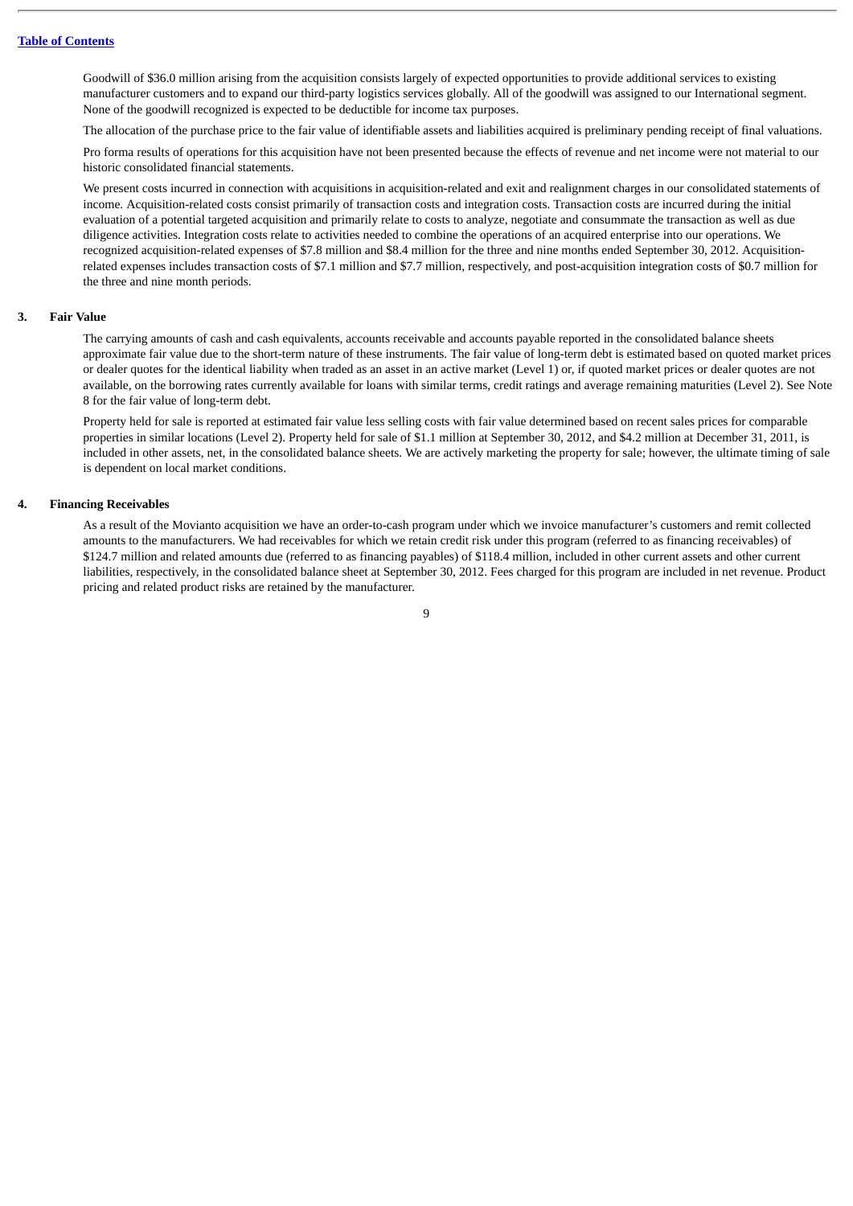Goodwill of $36.0 million arising from the acquisition consists largely of expected opportunities to provide additional services to existing manufacturer customers and to expand our third-party logistics services globally. All of the goodwill was assigned to our International segment. None of the goodwill recognized is expected to be deductible for income tax purposes.

The allocation of the purchase price to the fair value of identifiable assets and liabilities acquired is preliminary pending receipt of final valuations.

Pro forma results of operations for this acquisition have not been presented because the effects of revenue and net income were not material to our historic consolidated financial statements.

We present costs incurred in connection with acquisitions in acquisition-related and exit and realignment charges in our consolidated statements of income. Acquisition-related costs consist primarily of transaction costs and integration costs. Transaction costs are incurred during the initial evaluation of a potential targeted acquisition and primarily relate to costs to analyze, negotiate and consummate the transaction as well as due diligence activities. Integration costs relate to activities needed to combine the operations of an acquired enterprise into our operations. We recognized acquisition-related expenses of $7.8 million and $8.4 million for the three and nine months ended September 30, 2012. Acquisition-related expenses includes transaction costs of $7.1 million and $7.7 million, respectively, and post-acquisition integration costs of $0.7 million for the three and nine month periods.

## 3. Fair Value

The carrying amounts of cash and cash equivalents, accounts receivable and accounts payable reported in the consolidated balance sheets approximate fair value due to the short-term nature of these instruments. The fair value of long-term debt is estimated based on quoted market prices or dealer quotes for the identical liability when traded as an asset in an active market (Level 1) or, if quoted market prices or dealer quotes are not available, on the borrowing rates currently available for loans with similar terms, credit ratings and average remaining maturities (Level 2). See Note 8 for the fair value of long-term debt.

Property held for sale is reported at estimated fair value less selling costs with fair value determined based on recent sales prices for comparable properties in similar locations (Level 2). Property held for sale of $1.1 million at September 30, 2012, and $4.2 million at December 31, 2011, is included in other assets, net, in the consolidated balance sheets. We are actively marketing the property for sale; however, the ultimate timing of sale is dependent on local market conditions.

## 4. Financing Receivables

As a result of the Movianto acquisition we have an order-to-cash program under which we invoice manufacturer's customers and remit collected amounts to the manufacturers. We had receivables for which we retain credit risk under this program (referred to as financing receivables) of $124.7 million and related amounts due (referred to as financing payables) of $118.4 million, included in other current assets and other current liabilities, respectively, in the consolidated balance sheet at September 30, 2012. Fees charged for this program are included in net revenue. Product pricing and related product risks are retained by the manufacturer.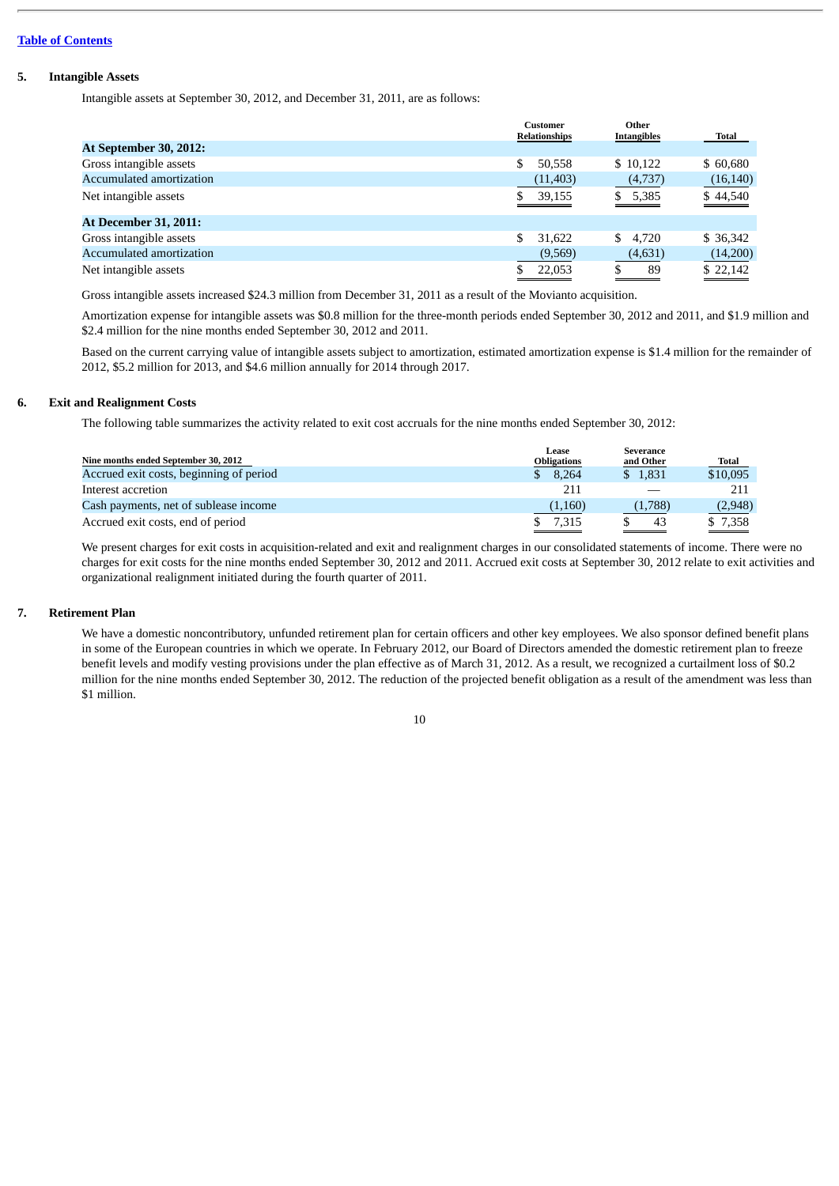## 5. Intangible Assets

Intangible assets at September 30, 2012, and December 31, 2011, are as follows:

| | Customer Relationships | Other Intangibles | Total |
|---|---|---|---|
| **At September 30, 2012:** | | | |
| Gross intangible assets | $ 50,558 | $ 10,122 | $ 60,680 |
| Accumulated amortization | (11,403) | (4,737) | (16,140) |
| Net intangible assets | $ 39,155 | $ 5,385 | $ 44,540 |
| **At December 31, 2011:** | | | |
| Gross intangible assets | $ 31,622 | $ 4,720 | $ 36,342 |
| Accumulated amortization | (9,569) | (4,631) | (14,200) |
| Net intangible assets | $ 22,053 | $ 89 | $ 22,142 |

Gross intangible assets increased $24.3 million from December 31, 2011 as a result of the Movianto acquisition.

Amortization expense for intangible assets was $0.8 million for the three-month periods ended September 30, 2012 and 2011, and $1.9 million and $2.4 million for the nine months ended September 30, 2012 and 2011.

Based on the current carrying value of intangible assets subject to amortization, estimated amortization expense is $1.4 million for the remainder of 2012, $5.2 million for 2013, and $4.6 million annually for 2014 through 2017.

## 6. Exit and Realignment Costs

The following table summarizes the activity related to exit cost accruals for the nine months ended September 30, 2012:

| Nine months ended September 30, 2012 | Lease Obligations | Severance and Other | Total |
|---|---|---|---|
| Accrued exit costs, beginning of period | $ 8,264 | $ 1,831 | $10,095 |
| Interest accretion | 211 | — | 211 |
| Cash payments, net of sublease income | (1,160) | (1,788) | (2,948) |
| Accrued exit costs, end of period | $ 7,315 | $ 43 | $ 7,358 |

We present charges for exit costs in acquisition-related and exit and realignment charges in our consolidated statements of income. There were no charges for exit costs for the nine months ended September 30, 2012 and 2011. Accrued exit costs at September 30, 2012 relate to exit activities and organizational realignment initiated during the fourth quarter of 2011.

## 7. Retirement Plan

We have a domestic noncontributory, unfunded retirement plan for certain officers and other key employees. We also sponsor defined benefit plans in some of the European countries in which we operate. In February 2012, our Board of Directors amended the domestic retirement plan to freeze benefit levels and modify vesting provisions under the plan effective as of March 31, 2012. As a result, we recognized a curtailment loss of $0.2 million for the nine months ended September 30, 2012. The reduction of the projected benefit obligation as a result of the amendment was less than $1 million.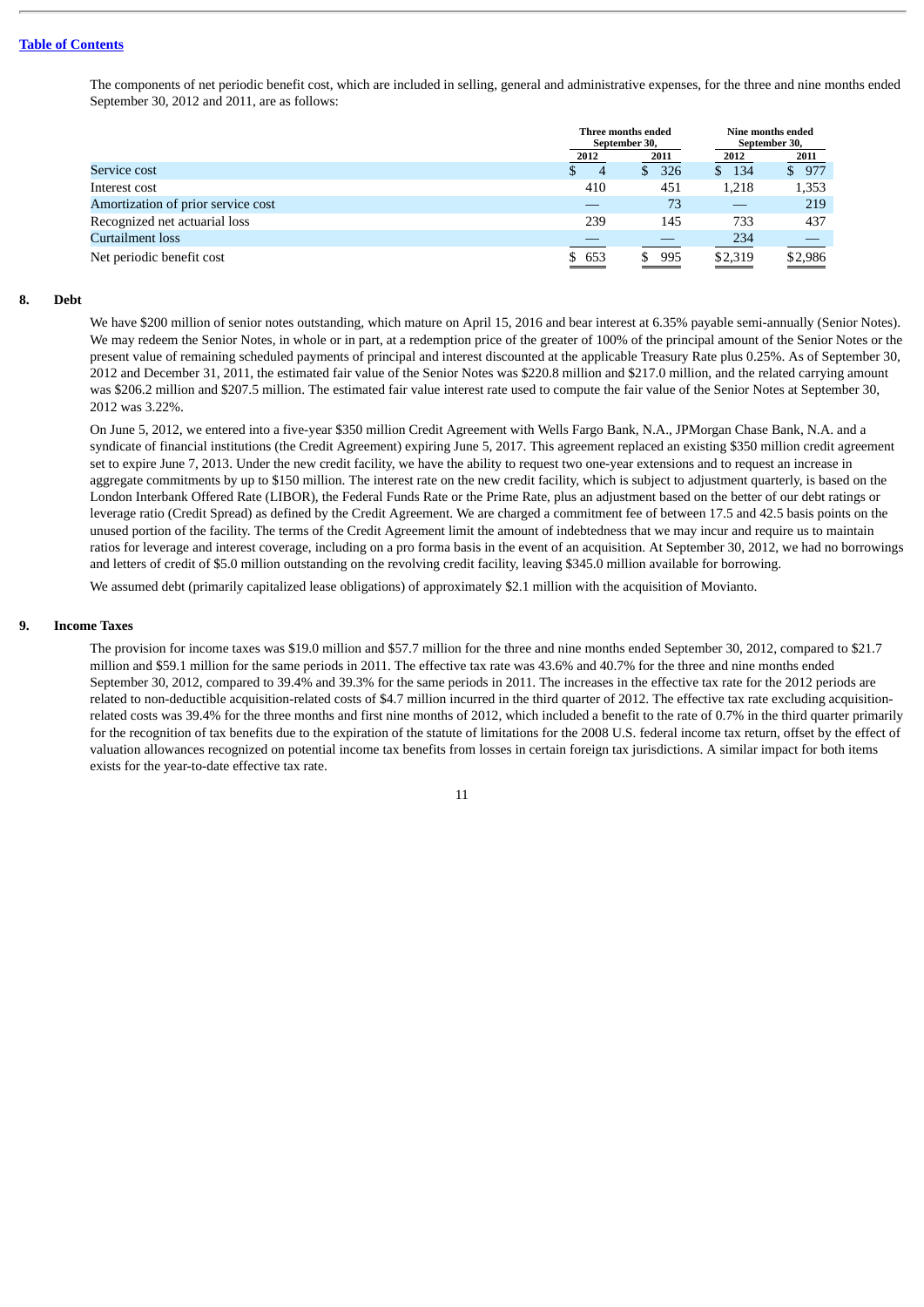[Table of Contents](#)

The components of net periodic benefit cost, which are included in selling, general and administrative expenses, for the three and nine months ended September 30, 2012 and 2011, are as follows:

| | Three months ended September 30, | | Nine months ended September 30, | |
|---|---|---|---|---|
| | 2012 | 2011 | 2012 | 2011 |
| Service cost | $ 4 | $ 326 | $ 134 | $ 977 |
| Interest cost | 410 | 451 | 1,218 | 1,353 |
| Amortization of prior service cost | — | 73 | — | 219 |
| Recognized net actuarial loss | 239 | 145 | 733 | 437 |
| Curtailment loss | — | — | 234 | — |
| Net periodic benefit cost | $ 653 | $ 995 | $2,319 | $2,986 |

## 8. Debt

We have $200 million of senior notes outstanding, which mature on April 15, 2016 and bear interest at 6.35% payable semi-annually (Senior Notes). We may redeem the Senior Notes, in whole or in part, at a redemption price of the greater of 100% of the principal amount of the Senior Notes or the present value of remaining scheduled payments of principal and interest discounted at the applicable Treasury Rate plus 0.25%. As of September 30, 2012 and December 31, 2011, the estimated fair value of the Senior Notes was $220.8 million and $217.0 million, and the related carrying amount was $206.2 million and $207.5 million. The estimated fair value interest rate used to compute the fair value of the Senior Notes at September 30, 2012 was 3.22%.

On June 5, 2012, we entered into a five-year $350 million Credit Agreement with Wells Fargo Bank, N.A., JPMorgan Chase Bank, N.A. and a syndicate of financial institutions (the Credit Agreement) expiring June 5, 2017. This agreement replaced an existing $350 million credit agreement set to expire June 7, 2013. Under the new credit facility, we have the ability to request two one-year extensions and to request an increase in aggregate commitments by up to $150 million. The interest rate on the new credit facility, which is subject to adjustment quarterly, is based on the London Interbank Offered Rate (LIBOR), the Federal Funds Rate or the Prime Rate, plus an adjustment based on the better of our debt ratings or leverage ratio (Credit Spread) as defined by the Credit Agreement. We are charged a commitment fee of between 17.5 and 42.5 basis points on the unused portion of the facility. The terms of the Credit Agreement limit the amount of indebtedness that we may incur and require us to maintain ratios for leverage and interest coverage, including on a pro forma basis in the event of an acquisition. At September 30, 2012, we had no borrowings and letters of credit of $5.0 million outstanding on the revolving credit facility, leaving $345.0 million available for borrowing.

We assumed debt (primarily capitalized lease obligations) of approximately $2.1 million with the acquisition of Movianto.

## 9. Income Taxes

The provision for income taxes was $19.0 million and $57.7 million for the three and nine months ended September 30, 2012, compared to $21.7 million and $59.1 million for the same periods in 2011. The effective tax rate was 43.6% and 40.7% for the three and nine months ended September 30, 2012, compared to 39.4% and 39.3% for the same periods in 2011. The increases in the effective tax rate for the 2012 periods are related to non-deductible acquisition-related costs of $4.7 million incurred in the third quarter of 2012. The effective tax rate excluding acquisition-related costs was 39.4% for the three months and first nine months of 2012, which included a benefit to the rate of 0.7% in the third quarter primarily for the recognition of tax benefits due to the expiration of the statute of limitations for the 2008 U.S. federal income tax return, offset by the effect of valuation allowances recognized on potential income tax benefits from losses in certain foreign tax jurisdictions. A similar impact for both items exists for the year-to-date effective tax rate.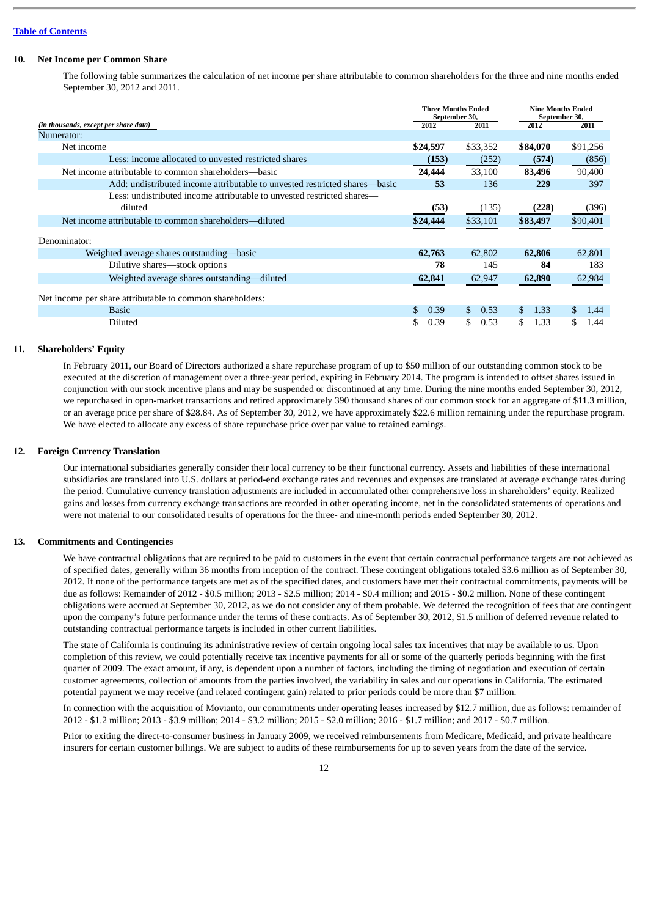[Table of Contents](#)

## 10. Net Income per Common Share

The following table summarizes the calculation of net income per share attributable to common shareholders for the three and nine months ended September 30, 2012 and 2011.

| *(in thousands, except per share data)* | Three Months Ended September 30, 2012 | Three Months Ended September 30, 2011 | Nine Months Ended September 30, 2012 | Nine Months Ended September 30, 2011 |
|---|---|---|---|---|
| Numerator: | | | | |
| Net income | **$24,597** | $33,352 | **$84,070** | $91,256 |
| Less: income allocated to unvested restricted shares | **(153)** | (252) | **(574)** | (856) |
| Net income attributable to common shareholders—basic | **24,444** | 33,100 | **83,496** | 90,400 |
| Add: undistributed income attributable to unvested restricted shares—basic | **53** | 136 | **229** | 397 |
| Less: undistributed income attributable to unvested restricted shares—diluted | **(53)** | (135) | **(228)** | (396) |
| Net income attributable to common shareholders—diluted | **$24,444** | $33,101 | **$83,497** | $90,401 |
| Denominator: | | | | |
| Weighted average shares outstanding—basic | **62,763** | 62,802 | **62,806** | 62,801 |
| Dilutive shares—stock options | **78** | 145 | **84** | 183 |
| Weighted average shares outstanding—diluted | **62,841** | 62,947 | **62,890** | 62,984 |
| Net income per share attributable to common shareholders: | | | | |
| Basic | $ 0.39 | $ 0.53 | $ 1.33 | $ 1.44 |
| Diluted | $ 0.39 | $ 0.53 | $ 1.33 | $ 1.44 |

## 11. Shareholders' Equity

In February 2011, our Board of Directors authorized a share repurchase program of up to $50 million of our outstanding common stock to be executed at the discretion of management over a three-year period, expiring in February 2014. The program is intended to offset shares issued in conjunction with our stock incentive plans and may be suspended or discontinued at any time. During the nine months ended September 30, 2012, we repurchased in open-market transactions and retired approximately 390 thousand shares of our common stock for an aggregate of $11.3 million, or an average price per share of $28.84. As of September 30, 2012, we have approximately $22.6 million remaining under the repurchase program. We have elected to allocate any excess of share repurchase price over par value to retained earnings.

## 12. Foreign Currency Translation

Our international subsidiaries generally consider their local currency to be their functional currency. Assets and liabilities of these international subsidiaries are translated into U.S. dollars at period-end exchange rates and revenues and expenses are translated at average exchange rates during the period. Cumulative currency translation adjustments are included in accumulated other comprehensive loss in shareholders' equity. Realized gains and losses from currency exchange transactions are recorded in other operating income, net in the consolidated statements of operations and were not material to our consolidated results of operations for the three- and nine-month periods ended September 30, 2012.

## 13. Commitments and Contingencies

We have contractual obligations that are required to be paid to customers in the event that certain contractual performance targets are not achieved as of specified dates, generally within 36 months from inception of the contract. These contingent obligations totaled $3.6 million as of September 30, 2012. If none of the performance targets are met as of the specified dates, and customers have met their contractual commitments, payments will be due as follows: Remainder of 2012 - $0.5 million; 2013 - $2.5 million; 2014 - $0.4 million; and 2015 - $0.2 million. None of these contingent obligations were accrued at September 30, 2012, as we do not consider any of them probable. We deferred the recognition of fees that are contingent upon the company's future performance under the terms of these contracts. As of September 30, 2012, $1.5 million of deferred revenue related to outstanding contractual performance targets is included in other current liabilities.

The state of California is continuing its administrative review of certain ongoing local sales tax incentives that may be available to us. Upon completion of this review, we could potentially receive tax incentive payments for all or some of the quarterly periods beginning with the first quarter of 2009. The exact amount, if any, is dependent upon a number of factors, including the timing of negotiation and execution of certain customer agreements, collection of amounts from the parties involved, the variability in sales and our operations in California. The estimated potential payment we may receive (and related contingent gain) related to prior periods could be more than $7 million.

In connection with the acquisition of Movianto, our commitments under operating leases increased by $12.7 million, due as follows: remainder of 2012 - $1.2 million; 2013 - $3.9 million; 2014 - $3.2 million; 2015 - $2.0 million; 2016 - $1.7 million; and 2017 - $0.7 million.

Prior to exiting the direct-to-consumer business in January 2009, we received reimbursements from Medicare, Medicaid, and private healthcare insurers for certain customer billings. We are subject to audits of these reimbursements for up to seven years from the date of the service.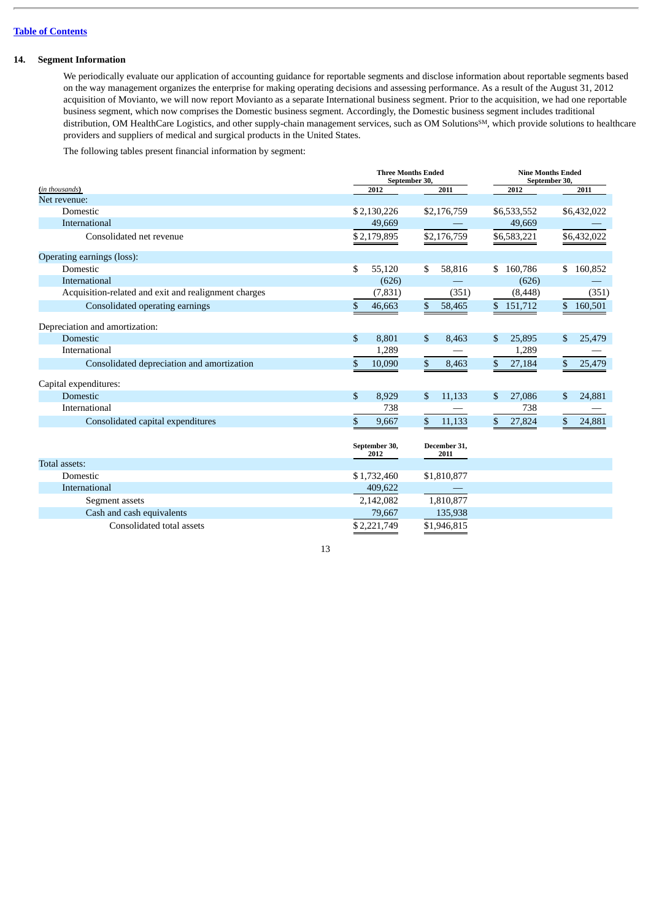[Table of Contents](#)

## 14. Segment Information

We periodically evaluate our application of accounting guidance for reportable segments and disclose information about reportable segments based on the way management organizes the enterprise for making operating decisions and assessing performance. As a result of the August 31, 2012 acquisition of Movianto, we will now report Movianto as a separate International business segment. Prior to the acquisition, we had one reportable business segment, which now comprises the Domestic business segment. Accordingly, the Domestic business segment includes traditional distribution, OM HealthCare Logistics, and other supply-chain management services, such as OM Solutions[SM], which provide solutions to healthcare providers and suppliers of medical and surgical products in the United States.

The following tables present financial information by segment:

| *(in thousands)* | Three Months Ended September 30, 2012 | Three Months Ended September 30, 2011 | Nine Months Ended September 30, 2012 | Nine Months Ended September 30, 2011 |
|---|---|---|---|---|
| Net revenue: | | | | |
| Domestic | $2,130,226 | $2,176,759 | $6,533,552 | $6,432,022 |
| International | 49,669 | — | 49,669 | — |
| Consolidated net revenue | $2,179,895 | $2,176,759 | $6,583,221 | $6,432,022 |
| Operating earnings (loss): | | | | |
| Domestic | $ 55,120 | $ 58,816 | $ 160,786 | $ 160,852 |
| International | (626) | — | (626) | — |
| Acquisition-related and exit and realignment charges | (7,831) | (351) | (8,448) | (351) |
| Consolidated operating earnings | $ 46,663 | $ 58,465 | $ 151,712 | $ 160,501 |
| Depreciation and amortization: | | | | |
| Domestic | $ 8,801 | $ 8,463 | $ 25,895 | $ 25,479 |
| International | 1,289 | — | 1,289 | — |
| Consolidated depreciation and amortization | $ 10,090 | $ 8,463 | $ 27,184 | $ 25,479 |
| Capital expenditures: | | | | |
| Domestic | $ 8,929 | $ 11,133 | $ 27,086 | $ 24,881 |
| International | 738 | — | 738 | — |
| Consolidated capital expenditures | $ 9,667 | $ 11,133 | $ 27,824 | $ 24,881 |

| | September 30, 2012 | December 31, 2011 |
|---|---|---|
| Total assets: | | |
| Domestic | $1,732,460 | $1,810,877 |
| International | 409,622 | — |
| Segment assets | 2,142,082 | 1,810,877 |
| Cash and cash equivalents | 79,667 | 135,938 |
| Consolidated total assets | $2,221,749 | $1,946,815 |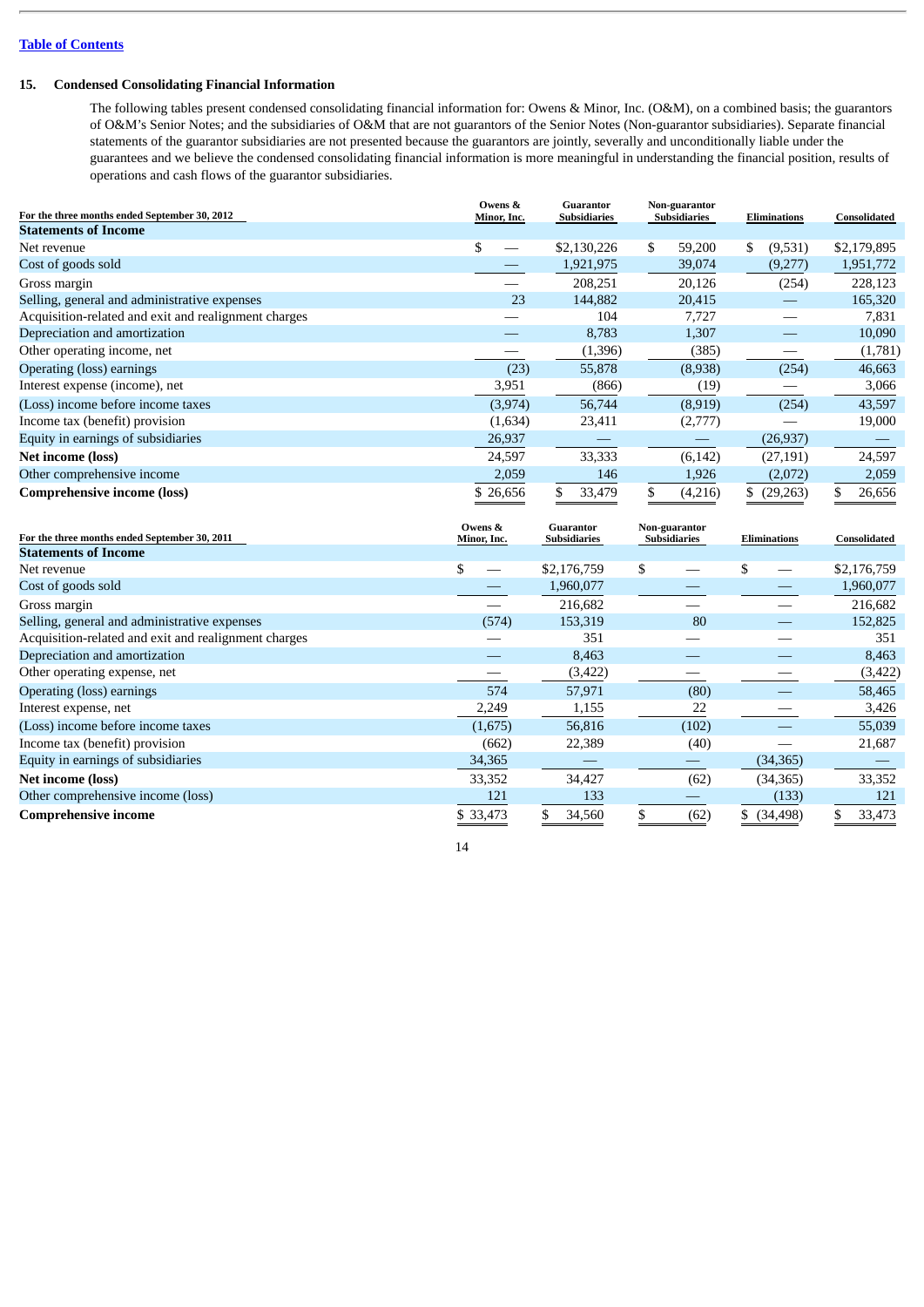## 15. Condensed Consolidating Financial Information

The following tables present condensed consolidating financial information for: Owens & Minor, Inc. (O&M), on a combined basis; the guarantors of O&M's Senior Notes; and the subsidiaries of O&M that are not guarantors of the Senior Notes (Non-guarantor subsidiaries). Separate financial statements of the guarantor subsidiaries are not presented because the guarantors are jointly, severally and unconditionally liable under the guarantees and we believe the condensed consolidating financial information is more meaningful in understanding the financial position, results of operations and cash flows of the guarantor subsidiaries.

| For the three months ended September 30, 2012 | Owens & Minor, Inc. | Guarantor Subsidiaries | Non-guarantor Subsidiaries | Eliminations | Consolidated |
|---|---|---|---|---|---|
| **Statements of Income** | | | | | |
| Net revenue | $ — | $2,130,226 | $ 59,200 | $ (9,531) | $2,179,895 |
| Cost of goods sold | — | 1,921,975 | 39,074 | (9,277) | 1,951,772 |
| Gross margin | — | 208,251 | 20,126 | (254) | 228,123 |
| Selling, general and administrative expenses | 23 | 144,882 | 20,415 | — | 165,320 |
| Acquisition-related and exit and realignment charges | — | 104 | 7,727 | — | 7,831 |
| Depreciation and amortization | — | 8,783 | 1,307 | — | 10,090 |
| Other operating income, net | — | (1,396) | (385) | — | (1,781) |
| Operating (loss) earnings | (23) | 55,878 | (8,938) | (254) | 46,663 |
| Interest expense (income), net | 3,951 | (866) | (19) | — | 3,066 |
| (Loss) income before income taxes | (3,974) | 56,744 | (8,919) | (254) | 43,597 |
| Income tax (benefit) provision | (1,634) | 23,411 | (2,777) | — | 19,000 |
| Equity in earnings of subsidiaries | 26,937 | — | — | (26,937) | — |
| **Net income (loss)** | 24,597 | 33,333 | (6,142) | (27,191) | 24,597 |
| Other comprehensive income | 2,059 | 146 | 1,926 | (2,072) | 2,059 |
| **Comprehensive income (loss)** | $ 26,656 | $ 33,479 | $ (4,216) | $ (29,263) | $ 26,656 |

| For the three months ended September 30, 2011 | Owens & Minor, Inc. | Guarantor Subsidiaries | Non-guarantor Subsidiaries | Eliminations | Consolidated |
|---|---|---|---|---|---|
| **Statements of Income** | | | | | |
| Net revenue | $ — | $2,176,759 | $ — | $ — | $2,176,759 |
| Cost of goods sold | — | 1,960,077 | — | — | 1,960,077 |
| Gross margin | — | 216,682 | — | — | 216,682 |
| Selling, general and administrative expenses | (574) | 153,319 | 80 | — | 152,825 |
| Acquisition-related and exit and realignment charges | — | 351 | — | — | 351 |
| Depreciation and amortization | — | 8,463 | — | — | 8,463 |
| Other operating expense, net | — | (3,422) | — | — | (3,422) |
| Operating (loss) earnings | 574 | 57,971 | (80) | — | 58,465 |
| Interest expense, net | 2,249 | 1,155 | 22 | — | 3,426 |
| (Loss) income before income taxes | (1,675) | 56,816 | (102) | — | 55,039 |
| Income tax (benefit) provision | (662) | 22,389 | (40) | — | 21,687 |
| Equity in earnings of subsidiaries | 34,365 | — | — | (34,365) | — |
| **Net income (loss)** | 33,352 | 34,427 | (62) | (34,365) | 33,352 |
| Other comprehensive income (loss) | 121 | 133 | — | (133) | 121 |
| **Comprehensive income** | $ 33,473 | $ 34,560 | $ (62) | $ (34,498) | $ 33,473 |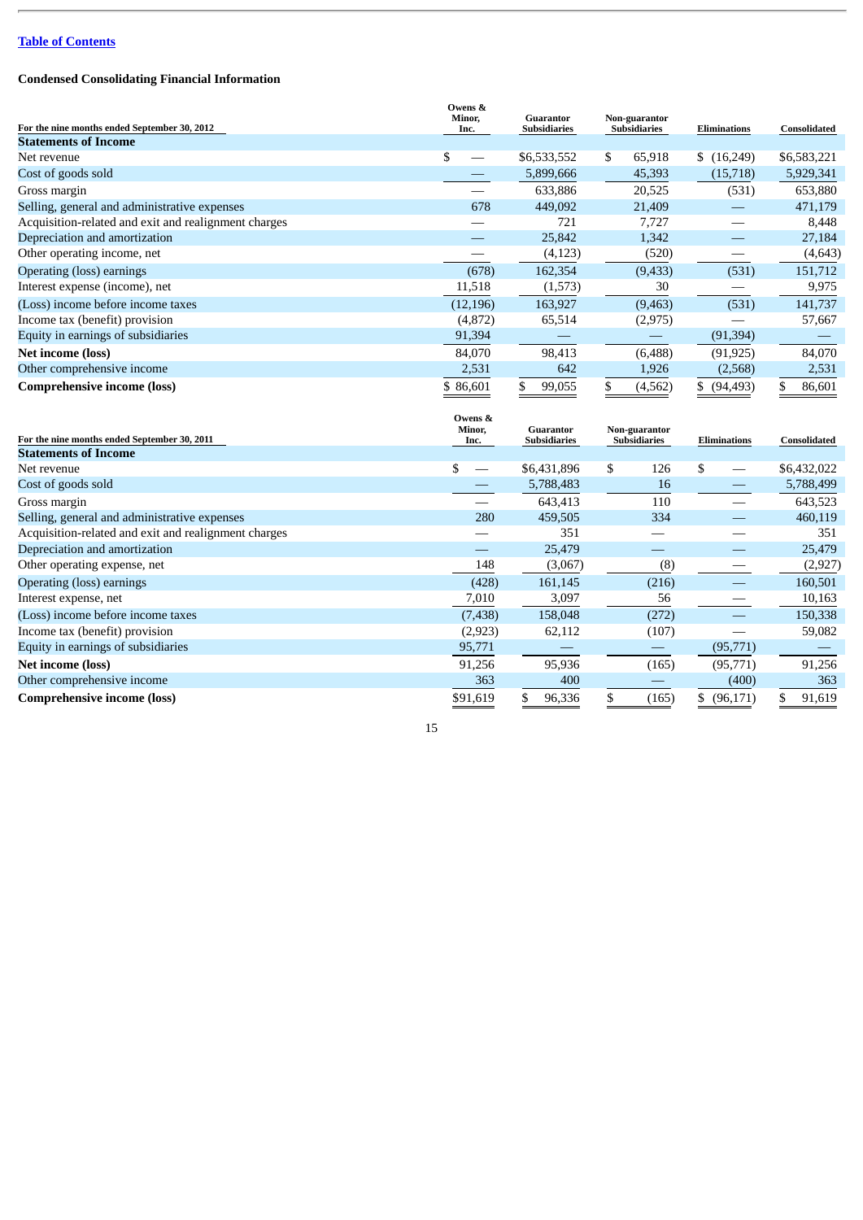Table of Contents

**Condensed Consolidating Financial Information**

| For the nine months ended September 30, 2012 | Owens & Minor, Inc. | Guarantor Subsidiaries | Non-guarantor Subsidiaries | Eliminations | Consolidated |
|---|---|---|---|---|---|
| **Statements of Income** | | | | | |
| Net revenue | $ — | $6,533,552 | $ 65,918 | $ (16,249) | $6,583,221 |
| Cost of goods sold | — | 5,899,666 | 45,393 | (15,718) | 5,929,341 |
| Gross margin | — | 633,886 | 20,525 | (531) | 653,880 |
| Selling, general and administrative expenses | 678 | 449,092 | 21,409 | — | 471,179 |
| Acquisition-related and exit and realignment charges | — | 721 | 7,727 | — | 8,448 |
| Depreciation and amortization | — | 25,842 | 1,342 | — | 27,184 |
| Other operating income, net | — | (4,123) | (520) | — | (4,643) |
| Operating (loss) earnings | (678) | 162,354 | (9,433) | (531) | 151,712 |
| Interest expense (income), net | 11,518 | (1,573) | 30 | — | 9,975 |
| (Loss) income before income taxes | (12,196) | 163,927 | (9,463) | (531) | 141,737 |
| Income tax (benefit) provision | (4,872) | 65,514 | (2,975) | — | 57,667 |
| Equity in earnings of subsidiaries | 91,394 | — | — | (91,394) | — |
| **Net income (loss)** | 84,070 | 98,413 | (6,488) | (91,925) | 84,070 |
| Other comprehensive income | 2,531 | 642 | 1,926 | (2,568) | 2,531 |
| **Comprehensive income (loss)** | $ 86,601 | $ 99,055 | $ (4,562) | $ (94,493) | $ 86,601 |

| For the nine months ended September 30, 2011 | Owens & Minor, Inc. | Guarantor Subsidiaries | Non-guarantor Subsidiaries | Eliminations | Consolidated |
|---|---|---|---|---|---|
| **Statements of Income** | | | | | |
| Net revenue | $ — | $6,431,896 | $ 126 | $ — | $6,432,022 |
| Cost of goods sold | — | 5,788,483 | 16 | — | 5,788,499 |
| Gross margin | — | 643,413 | 110 | — | 643,523 |
| Selling, general and administrative expenses | 280 | 459,505 | 334 | — | 460,119 |
| Acquisition-related and exit and realignment charges | — | 351 | — | — | 351 |
| Depreciation and amortization | — | 25,479 | — | — | 25,479 |
| Other operating expense, net | 148 | (3,067) | (8) | — | (2,927) |
| Operating (loss) earnings | (428) | 161,145 | (216) | — | 160,501 |
| Interest expense, net | 7,010 | 3,097 | 56 | — | 10,163 |
| (Loss) income before income taxes | (7,438) | 158,048 | (272) | — | 150,338 |
| Income tax (benefit) provision | (2,923) | 62,112 | (107) | — | 59,082 |
| Equity in earnings of subsidiaries | 95,771 | — | — | (95,771) | — |
| **Net income (loss)** | 91,256 | 95,936 | (165) | (95,771) | 91,256 |
| Other comprehensive income | 363 | 400 | — | (400) | 363 |
| **Comprehensive income (loss)** | $91,619 | $ 96,336 | $ (165) | $ (96,171) | $ 91,619 |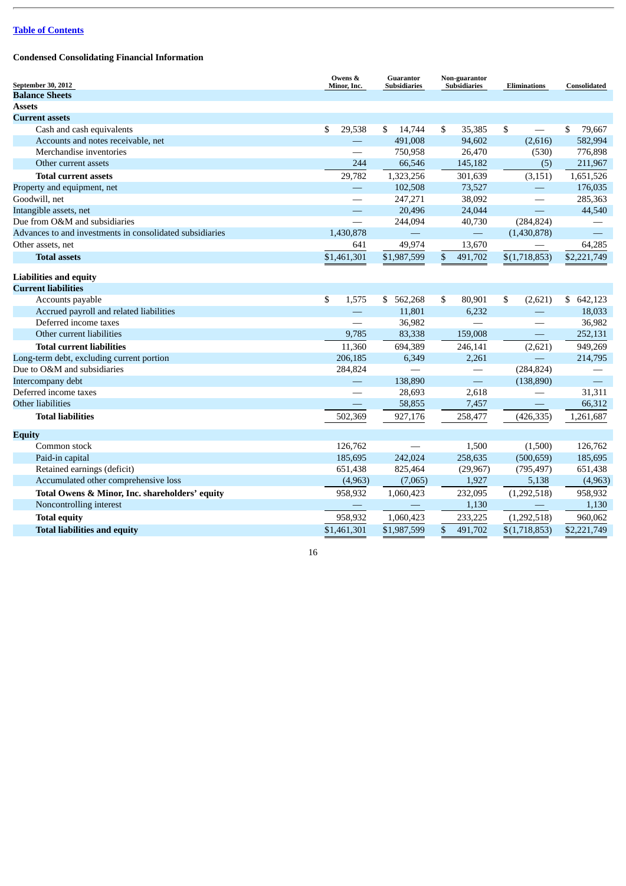[Table of Contents](#)

**Condensed Consolidating Financial Information**

| September 30, 2012 | Owens & Minor, Inc. | Guarantor Subsidiaries | Non-guarantor Subsidiaries | Eliminations | Consolidated |
|---|---|---|---|---|---|
| **Balance Sheets** | | | | | |
| **Assets** | | | | | |
| **Current assets** | | | | | |
| Cash and cash equivalents | $ 29,538 | $ 14,744 | $ 35,385 | $ — | $ 79,667 |
| Accounts and notes receivable, net | — | 491,008 | 94,602 | (2,616) | 582,994 |
| Merchandise inventories | — | 750,958 | 26,470 | (530) | 776,898 |
| Other current assets | 244 | 66,546 | 145,182 | (5) | 211,967 |
| **Total current assets** | 29,782 | 1,323,256 | 301,639 | (3,151) | 1,651,526 |
| Property and equipment, net | — | 102,508 | 73,527 | — | 176,035 |
| Goodwill, net | — | 247,271 | 38,092 | — | 285,363 |
| Intangible assets, net | — | 20,496 | 24,044 | — | 44,540 |
| Due from O&M and subsidiaries | — | 244,094 | 40,730 | (284,824) | — |
| Advances to and investments in consolidated subsidiaries | 1,430,878 | — | — | (1,430,878) | — |
| Other assets, net | 641 | 49,974 | 13,670 | — | 64,285 |
| **Total assets** | $1,461,301 | $1,987,599 | $ 491,702 | $(1,718,853) | $2,221,749 |
| **Liabilities and equity** | | | | | |
| **Current liabilities** | | | | | |
| Accounts payable | $ 1,575 | $ 562,268 | $ 80,901 | $ (2,621) | $ 642,123 |
| Accrued payroll and related liabilities | — | 11,801 | 6,232 | — | 18,033 |
| Deferred income taxes | — | 36,982 | — | — | 36,982 |
| Other current liabilities | 9,785 | 83,338 | 159,008 | — | 252,131 |
| **Total current liabilities** | 11,360 | 694,389 | 246,141 | (2,621) | 949,269 |
| Long-term debt, excluding current portion | 206,185 | 6,349 | 2,261 | — | 214,795 |
| Due to O&M and subsidiaries | 284,824 | — | — | (284,824) | — |
| Intercompany debt | — | 138,890 | — | (138,890) | — |
| Deferred income taxes | — | 28,693 | 2,618 | — | 31,311 |
| Other liabilities | — | 58,855 | 7,457 | — | 66,312 |
| **Total liabilities** | 502,369 | 927,176 | 258,477 | (426,335) | 1,261,687 |
| **Equity** | | | | | |
| Common stock | 126,762 | — | 1,500 | (1,500) | 126,762 |
| Paid-in capital | 185,695 | 242,024 | 258,635 | (500,659) | 185,695 |
| Retained earnings (deficit) | 651,438 | 825,464 | (29,967) | (795,497) | 651,438 |
| Accumulated other comprehensive loss | (4,963) | (7,065) | 1,927 | 5,138 | (4,963) |
| **Total Owens & Minor, Inc. shareholders' equity** | 958,932 | 1,060,423 | 232,095 | (1,292,518) | 958,932 |
| Noncontrolling interest | — | — | 1,130 | — | 1,130 |
| **Total equity** | 958,932 | 1,060,423 | 233,225 | (1,292,518) | 960,062 |
| **Total liabilities and equity** | $1,461,301 | $1,987,599 | $ 491,702 | $(1,718,853) | $2,221,749 |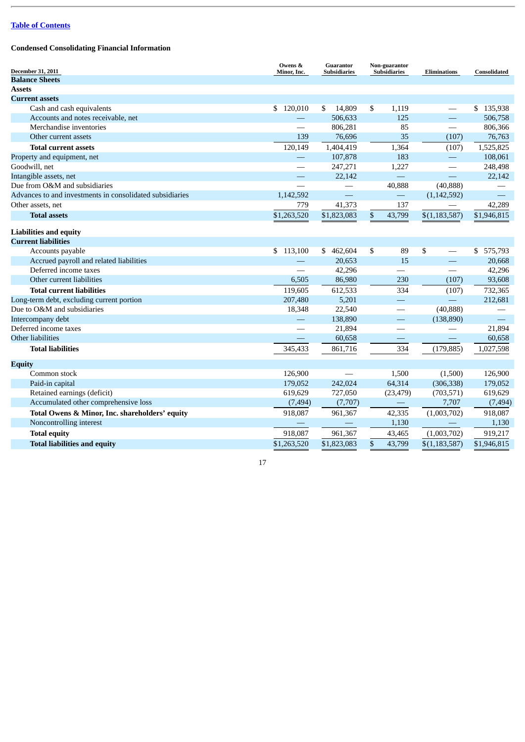[Table of Contents](#)

**Condensed Consolidating Financial Information**

| December 31, 2011 | Owens & Minor, Inc. | Guarantor Subsidiaries | Non-guarantor Subsidiaries | Eliminations | Consolidated |
|---|---|---|---|---|---|
| **Balance Sheets** | | | | | |
| **Assets** | | | | | |
| **Current assets** | | | | | |
| Cash and cash equivalents | $ 120,010 | $ 14,809 | $ 1,119 | — | $ 135,938 |
| Accounts and notes receivable, net | — | 506,633 | 125 | — | 506,758 |
| Merchandise inventories | — | 806,281 | 85 | — | 806,366 |
| Other current assets | 139 | 76,696 | 35 | (107) | 76,763 |
| **Total current assets** | 120,149 | 1,404,419 | 1,364 | (107) | 1,525,825 |
| Property and equipment, net | — | 107,878 | 183 | — | 108,061 |
| Goodwill, net | — | 247,271 | 1,227 | — | 248,498 |
| Intangible assets, net | — | 22,142 | — | — | 22,142 |
| Due from O&M and subsidiaries | — | — | 40,888 | (40,888) | — |
| Advances to and investments in consolidated subsidiaries | 1,142,592 | — | — | (1,142,592) | — |
| Other assets, net | 779 | 41,373 | 137 | — | 42,289 |
| **Total assets** | $1,263,520 | $1,823,083 | $ 43,799 | $(1,183,587) | $1,946,815 |
| **Liabilities and equity** | | | | | |
| **Current liabilities** | | | | | |
| Accounts payable | $ 113,100 | $ 462,604 | $ 89 | $ — | $ 575,793 |
| Accrued payroll and related liabilities | — | 20,653 | 15 | — | 20,668 |
| Deferred income taxes | — | 42,296 | — | — | 42,296 |
| Other current liabilities | 6,505 | 86,980 | 230 | (107) | 93,608 |
| **Total current liabilities** | 119,605 | 612,533 | 334 | (107) | 732,365 |
| Long-term debt, excluding current portion | 207,480 | 5,201 | — | — | 212,681 |
| Due to O&M and subsidiaries | 18,348 | 22,540 | — | (40,888) | — |
| Intercompany debt | — | 138,890 | — | (138,890) | — |
| Deferred income taxes | — | 21,894 | — | — | 21,894 |
| Other liabilities | — | 60,658 | — | — | 60,658 |
| **Total liabilities** | 345,433 | 861,716 | 334 | (179,885) | 1,027,598 |
| **Equity** | | | | | |
| Common stock | 126,900 | — | 1,500 | (1,500) | 126,900 |
| Paid-in capital | 179,052 | 242,024 | 64,314 | (306,338) | 179,052 |
| Retained earnings (deficit) | 619,629 | 727,050 | (23,479) | (703,571) | 619,629 |
| Accumulated other comprehensive loss | (7,494) | (7,707) | — | 7,707 | (7,494) |
| **Total Owens & Minor, Inc. shareholders' equity** | 918,087 | 961,367 | 42,335 | (1,003,702) | 918,087 |
| Noncontrolling interest | — | — | 1,130 | — | 1,130 |
| **Total equity** | 918,087 | 961,367 | 43,465 | (1,003,702) | 919,217 |
| **Total liabilities and equity** | $1,263,520 | $1,823,083 | $ 43,799 | $(1,183,587) | $1,946,815 |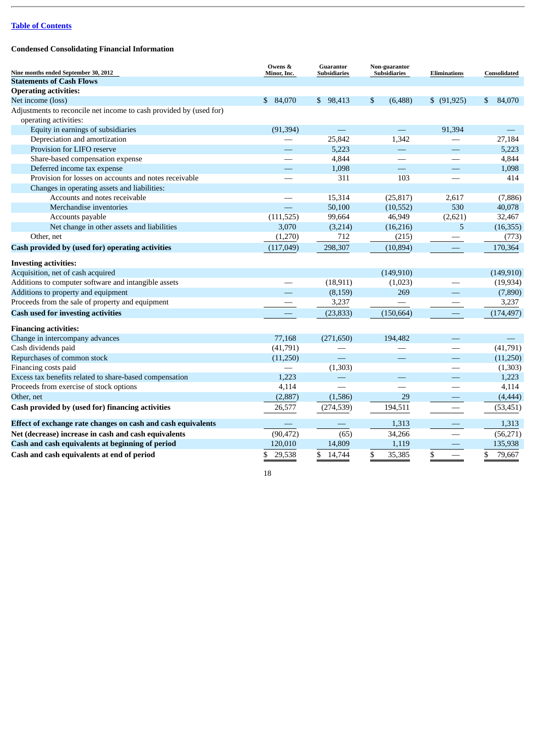[Table of Contents](#)

**Condensed Consolidating Financial Information**

| Nine months ended September 30, 2012 | Owens & Minor, Inc. | Guarantor Subsidiaries | Non-guarantor Subsidiaries | Eliminations | Consolidated |
|---|---|---|---|---|---|
| **Statements of Cash Flows** | | | | | |
| **Operating activities:** | | | | | |
| Net income (loss) | $ 84,070 | $ 98,413 | $ (6,488) | $ (91,925) | $ 84,070 |
| Adjustments to reconcile net income to cash provided by (used for) operating activities: | | | | | |
| Equity in earnings of subsidiaries | (91,394) | — | — | 91,394 | — |
| Depreciation and amortization | — | 25,842 | 1,342 | — | 27,184 |
| Provision for LIFO reserve | — | 5,223 | — | — | 5,223 |
| Share-based compensation expense | — | 4,844 | — | — | 4,844 |
| Deferred income tax expense | — | 1,098 | — | — | 1,098 |
| Provision for losses on accounts and notes receivable | — | 311 | 103 | — | 414 |
| Changes in operating assets and liabilities: | | | | | |
| Accounts and notes receivable | — | 15,314 | (25,817) | 2,617 | (7,886) |
| Merchandise inventories | — | 50,100 | (10,552) | 530 | 40,078 |
| Accounts payable | (111,525) | 99,664 | 46,949 | (2,621) | 32,467 |
| Net change in other assets and liabilities | 3,070 | (3,214) | (16,216) | 5 | (16,355) |
| Other, net | (1,270) | 712 | (215) | — | (773) |
| **Cash provided by (used for) operating activities** | (117,049) | 298,307 | (10,894) | — | 170,364 |
| **Investing activities:** | | | | | |
| Acquisition, net of cash acquired | | | (149,910) | | (149,910) |
| Additions to computer software and intangible assets | — | (18,911) | (1,023) | — | (19,934) |
| Additions to property and equipment | — | (8,159) | 269 | — | (7,890) |
| Proceeds from the sale of property and equipment | — | 3,237 | — | — | 3,237 |
| **Cash used for investing activities** | — | (23,833) | (150,664) | — | (174,497) |
| **Financing activities:** | | | | | |
| Change in intercompany advances | 77,168 | (271,650) | 194,482 | — | — |
| Cash dividends paid | (41,791) | — | — | — | (41,791) |
| Repurchases of common stock | (11,250) | — | — | — | (11,250) |
| Financing costs paid | — | (1,303) | | — | (1,303) |
| Excess tax benefits related to share-based compensation | 1,223 | — | — | — | 1,223 |
| Proceeds from exercise of stock options | 4,114 | — | — | — | 4,114 |
| Other, net | (2,887) | (1,586) | 29 | — | (4,444) |
| **Cash provided by (used for) financing activities** | 26,577 | (274,539) | 194,511 | — | (53,451) |
| **Effect of exchange rate changes on cash and cash equivalents** | — | — | 1,313 | — | 1,313 |
| **Net (decrease) increase in cash and cash equivalents** | (90,472) | (65) | 34,266 | — | (56,271) |
| **Cash and cash equivalents at beginning of period** | 120,010 | 14,809 | 1,119 | — | 135,938 |
| **Cash and cash equivalents at end of period** | $ 29,538 | $ 14,744 | $ 35,385 | $ — | $ 79,667 |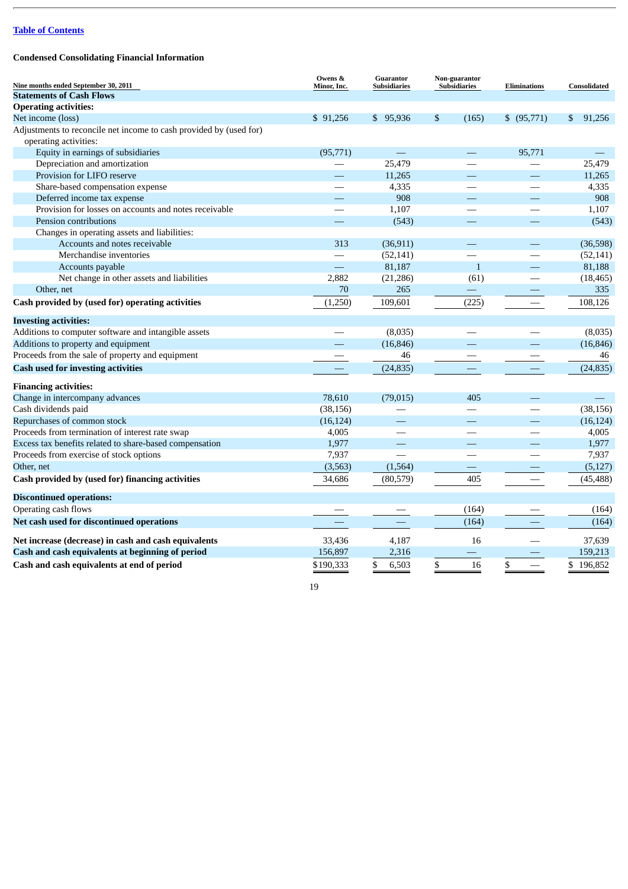[Table of Contents](#)

**Condensed Consolidating Financial Information**

| Nine months ended September 30, 2011 | Owens & Minor, Inc. | Guarantor Subsidiaries | Non-guarantor Subsidiaries | Eliminations | Consolidated |
|---|---|---|---|---|---|
| **Statements of Cash Flows** | | | | | |
| **Operating activities:** | | | | | |
| Net income (loss) | $ 91,256 | $ 95,936 | $ (165) | $ (95,771) | $ 91,256 |
| Adjustments to reconcile net income to cash provided by (used for) operating activities: | | | | | |
| Equity in earnings of subsidiaries | (95,771) | — | — | 95,771 | — |
| Depreciation and amortization | — | 25,479 | — | — | 25,479 |
| Provision for LIFO reserve | — | 11,265 | — | — | 11,265 |
| Share-based compensation expense | — | 4,335 | — | — | 4,335 |
| Deferred income tax expense | — | 908 | — | — | 908 |
| Provision for losses on accounts and notes receivable | — | 1,107 | — | — | 1,107 |
| Pension contributions | — | (543) | — | — | (543) |
| Changes in operating assets and liabilities: | | | | | |
| Accounts and notes receivable | 313 | (36,911) | — | — | (36,598) |
| Merchandise inventories | — | (52,141) | — | — | (52,141) |
| Accounts payable | — | 81,187 | 1 | — | 81,188 |
| Net change in other assets and liabilities | 2,882 | (21,286) | (61) | — | (18,465) |
| Other, net | 70 | 265 | — | — | 335 |
| **Cash provided by (used for) operating activities** | (1,250) | 109,601 | (225) | — | 108,126 |
| **Investing activities:** | | | | | |
| Additions to computer software and intangible assets | — | (8,035) | — | — | (8,035) |
| Additions to property and equipment | — | (16,846) | — | — | (16,846) |
| Proceeds from the sale of property and equipment | — | 46 | — | — | 46 |
| **Cash used for investing activities** | — | (24,835) | — | — | (24,835) |
| **Financing activities:** | | | | | |
| Change in intercompany advances | 78,610 | (79,015) | 405 | — | — |
| Cash dividends paid | (38,156) | — | — | — | (38,156) |
| Repurchases of common stock | (16,124) | — | — | — | (16,124) |
| Proceeds from termination of interest rate swap | 4,005 | — | — | — | 4,005 |
| Excess tax benefits related to share-based compensation | 1,977 | — | — | — | 1,977 |
| Proceeds from exercise of stock options | 7,937 | — | — | — | 7,937 |
| Other, net | (3,563) | (1,564) | — | — | (5,127) |
| **Cash provided by (used for) financing activities** | 34,686 | (80,579) | 405 | — | (45,488) |
| **Discontinued operations:** | | | | | |
| Operating cash flows | — | — | (164) | — | (164) |
| **Net cash used for discontinued operations** | — | — | (164) | — | (164) |
| **Net increase (decrease) in cash and cash equivalents** | 33,436 | 4,187 | 16 | — | 37,639 |
| **Cash and cash equivalents at beginning of period** | 156,897 | 2,316 | — | — | 159,213 |
| **Cash and cash equivalents at end of period** | $190,333 | $ 6,503 | $ 16 | $ — | $ 196,852 |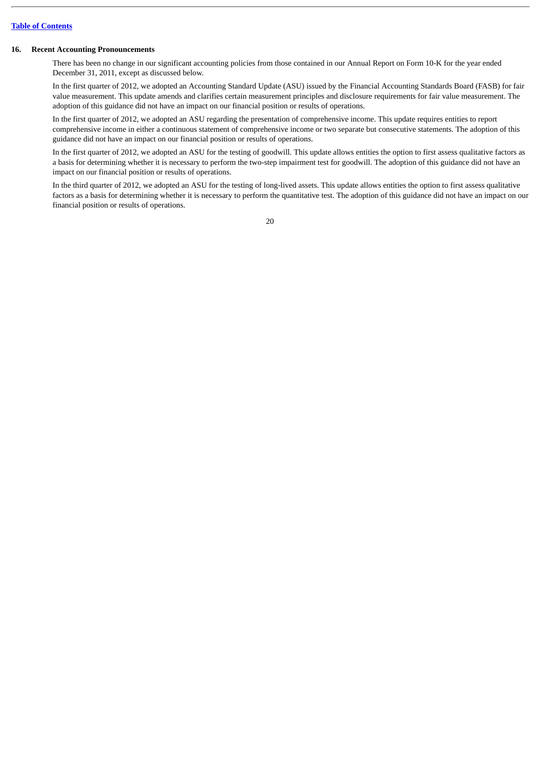### 16. Recent Accounting Pronouncements

There has been no change in our significant accounting policies from those contained in our Annual Report on Form 10-K for the year ended December 31, 2011, except as discussed below.

In the first quarter of 2012, we adopted an Accounting Standard Update (ASU) issued by the Financial Accounting Standards Board (FASB) for fair value measurement. This update amends and clarifies certain measurement principles and disclosure requirements for fair value measurement. The adoption of this guidance did not have an impact on our financial position or results of operations.

In the first quarter of 2012, we adopted an ASU regarding the presentation of comprehensive income. This update requires entities to report comprehensive income in either a continuous statement of comprehensive income or two separate but consecutive statements. The adoption of this guidance did not have an impact on our financial position or results of operations.

In the first quarter of 2012, we adopted an ASU for the testing of goodwill. This update allows entities the option to first assess qualitative factors as a basis for determining whether it is necessary to perform the two-step impairment test for goodwill. The adoption of this guidance did not have an impact on our financial position or results of operations.

In the third quarter of 2012, we adopted an ASU for the testing of long-lived assets. This update allows entities the option to first assess qualitative factors as a basis for determining whether it is necessary to perform the quantitative test. The adoption of this guidance did not have an impact on our financial position or results of operations.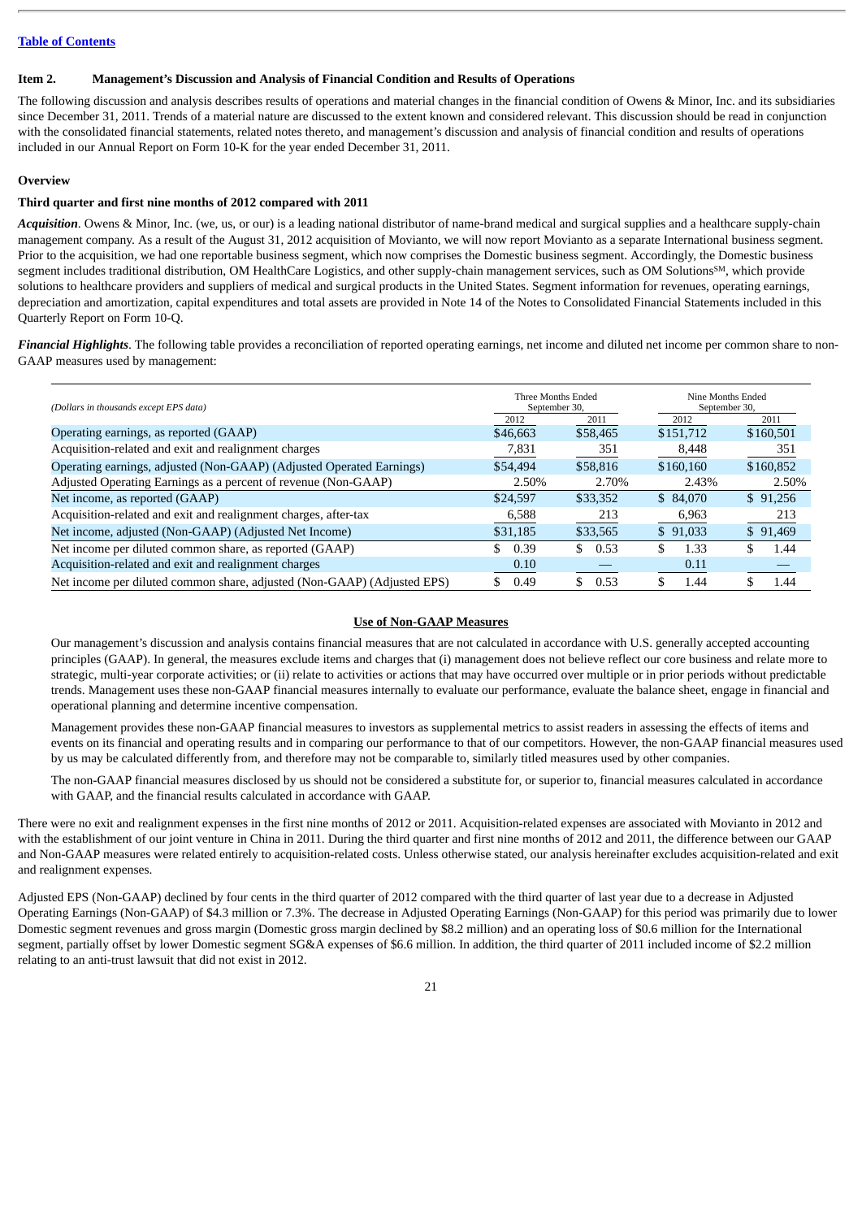[Table of Contents]

## Item 2. Management's Discussion and Analysis of Financial Condition and Results of Operations

The following discussion and analysis describes results of operations and material changes in the financial condition of Owens & Minor, Inc. and its subsidiaries since December 31, 2011. Trends of a material nature are discussed to the extent known and considered relevant. This discussion should be read in conjunction with the consolidated financial statements, related notes thereto, and management's discussion and analysis of financial condition and results of operations included in our Annual Report on Form 10-K for the year ended December 31, 2011.

### Overview

### Third quarter and first nine months of 2012 compared with 2011

***Acquisition***. Owens & Minor, Inc. (we, us, or our) is a leading national distributor of name-brand medical and surgical supplies and a healthcare supply-chain management company. As a result of the August 31, 2012 acquisition of Movianto, we will now report Movianto as a separate International business segment. Prior to the acquisition, we had one reportable business segment, which now comprises the Domestic business segment. Accordingly, the Domestic business segment includes traditional distribution, OM HealthCare Logistics, and other supply-chain management services, such as OM Solutions[SM], which provide solutions to healthcare providers and suppliers of medical and surgical products in the United States. Segment information for revenues, operating earnings, depreciation and amortization, capital expenditures and total assets are provided in Note 14 of the Notes to Consolidated Financial Statements included in this Quarterly Report on Form 10-Q.

***Financial Highlights***. The following table provides a reconciliation of reported operating earnings, net income and diluted net income per common share to non-GAAP measures used by management:

| *(Dollars in thousands except EPS data)* | Three Months Ended September 30, | | Nine Months Ended September 30, | |
|---|---|---|---|---|
| | 2012 | 2011 | 2012 | 2011 |
| Operating earnings, as reported (GAAP) | $46,663 | $58,465 | $151,712 | $160,501 |
| Acquisition-related and exit and realignment charges | 7,831 | 351 | 8,448 | 351 |
| Operating earnings, adjusted (Non-GAAP) (Adjusted Operated Earnings) | $54,494 | $58,816 | $160,160 | $160,852 |
| Adjusted Operating Earnings as a percent of revenue (Non-GAAP) | 2.50% | 2.70% | 2.43% | 2.50% |
| Net income, as reported (GAAP) | $24,597 | $33,352 | $ 84,070 | $ 91,256 |
| Acquisition-related and exit and realignment charges, after-tax | 6,588 | 213 | 6,963 | 213 |
| Net income, adjusted (Non-GAAP) (Adjusted Net Income) | $31,185 | $33,565 | $ 91,033 | $ 91,469 |
| Net income per diluted common share, as reported (GAAP) | $ 0.39 | $ 0.53 | $ 1.33 | $ 1.44 |
| Acquisition-related and exit and realignment charges | 0.10 | — | 0.11 | — |
| Net income per diluted common share, adjusted (Non-GAAP) (Adjusted EPS) | $ 0.49 | $ 0.53 | $ 1.44 | $ 1.44 |

**Use of Non-GAAP Measures**

Our management's discussion and analysis contains financial measures that are not calculated in accordance with U.S. generally accepted accounting principles (GAAP). In general, the measures exclude items and charges that (i) management does not believe reflect our core business and relate more to strategic, multi-year corporate activities; or (ii) relate to activities or actions that may have occurred over multiple or in prior periods without predictable trends. Management uses these non-GAAP financial measures internally to evaluate our performance, evaluate the balance sheet, engage in financial and operational planning and determine incentive compensation.

Management provides these non-GAAP financial measures to investors as supplemental metrics to assist readers in assessing the effects of items and events on its financial and operating results and in comparing our performance to that of our competitors. However, the non-GAAP financial measures used by us may be calculated differently from, and therefore may not be comparable to, similarly titled measures used by other companies.

The non-GAAP financial measures disclosed by us should not be considered a substitute for, or superior to, financial measures calculated in accordance with GAAP, and the financial results calculated in accordance with GAAP.

There were no exit and realignment expenses in the first nine months of 2012 or 2011. Acquisition-related expenses are associated with Movianto in 2012 and with the establishment of our joint venture in China in 2011. During the third quarter and first nine months of 2012 and 2011, the difference between our GAAP and Non-GAAP measures were related entirely to acquisition-related costs. Unless otherwise stated, our analysis hereinafter excludes acquisition-related and exit and realignment expenses.

Adjusted EPS (Non-GAAP) declined by four cents in the third quarter of 2012 compared with the third quarter of last year due to a decrease in Adjusted Operating Earnings (Non-GAAP) of $4.3 million or 7.3%. The decrease in Adjusted Operating Earnings (Non-GAAP) for this period was primarily due to lower Domestic segment revenues and gross margin (Domestic gross margin declined by $8.2 million) and an operating loss of $0.6 million for the International segment, partially offset by lower Domestic segment SG&A expenses of $6.6 million. In addition, the third quarter of 2011 included income of $2.2 million relating to an anti-trust lawsuit that did not exist in 2012.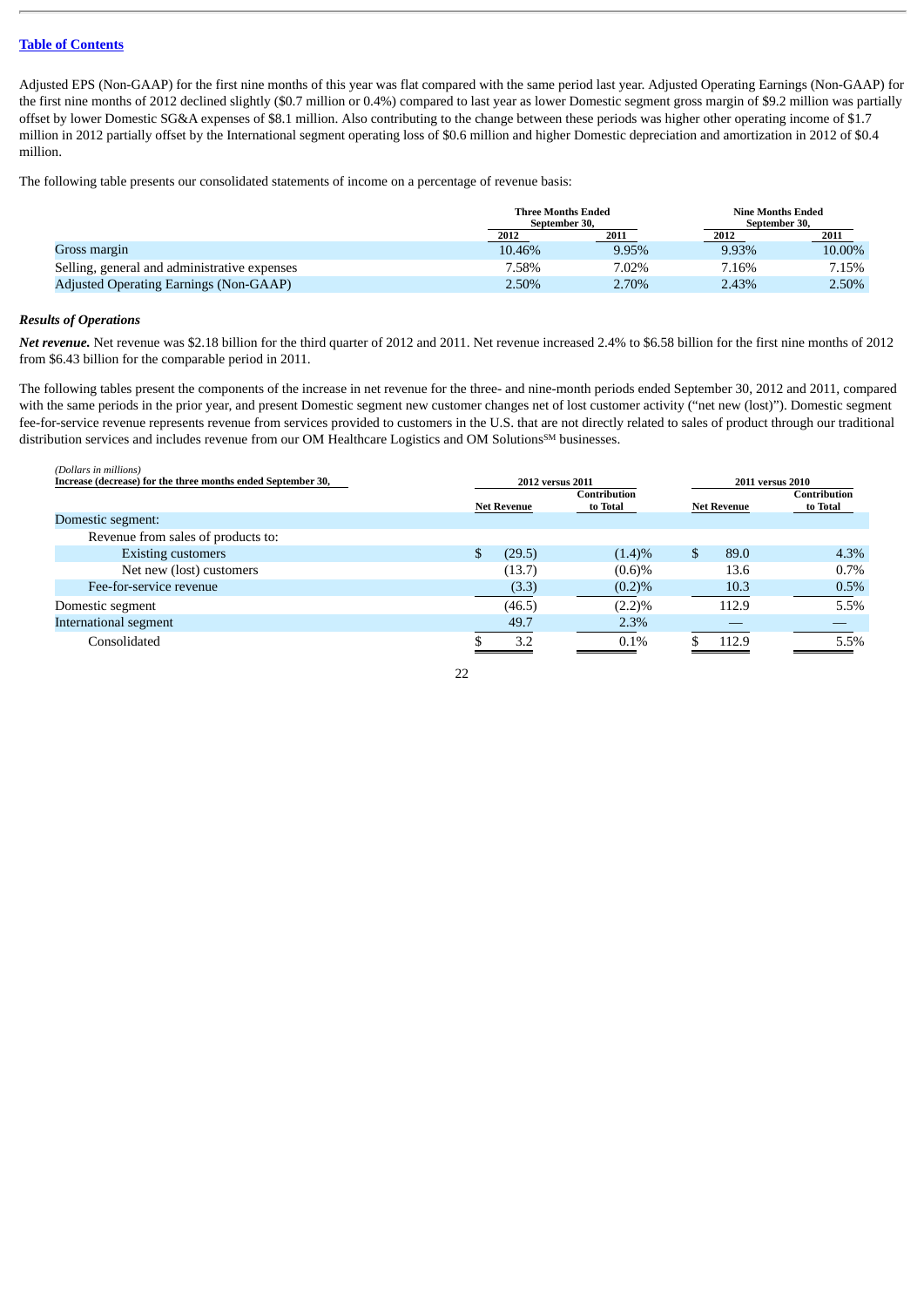[Table of Contents](#)

Adjusted EPS (Non-GAAP) for the first nine months of this year was flat compared with the same period last year. Adjusted Operating Earnings (Non-GAAP) for the first nine months of 2012 declined slightly ($0.7 million or 0.4%) compared to last year as lower Domestic segment gross margin of $9.2 million was partially offset by lower Domestic SG&A expenses of $8.1 million. Also contributing to the change between these periods was higher other operating income of $1.7 million in 2012 partially offset by the International segment operating loss of $0.6 million and higher Domestic depreciation and amortization in 2012 of $0.4 million.

The following table presents our consolidated statements of income on a percentage of revenue basis:

| | Three Months Ended September 30, | | Nine Months Ended September 30, | |
|---|---|---|---|---|
| | 2012 | 2011 | 2012 | 2011 |
| Gross margin | 10.46% | 9.95% | 9.93% | 10.00% |
| Selling, general and administrative expenses | 7.58% | 7.02% | 7.16% | 7.15% |
| Adjusted Operating Earnings (Non-GAAP) | 2.50% | 2.70% | 2.43% | 2.50% |

***Results of Operations***

***Net revenue.*** Net revenue was $2.18 billion for the third quarter of 2012 and 2011. Net revenue increased 2.4% to $6.58 billion for the first nine months of 2012 from $6.43 billion for the comparable period in 2011.

The following tables present the components of the increase in net revenue for the three- and nine-month periods ended September 30, 2012 and 2011, compared with the same periods in the prior year, and present Domestic segment new customer changes net of lost customer activity ("net new (lost)"). Domestic segment fee-for-service revenue represents revenue from services provided to customers in the U.S. that are not directly related to sales of product through our traditional distribution services and includes revenue from our OM Healthcare Logistics and OM Solutions℠ businesses.

*(Dollars in millions)*

| Increase (decrease) for the three months ended September 30, | 2012 versus 2011 | | 2011 versus 2010 | |
|---|---|---|---|---|
| | Net Revenue | Contribution to Total | Net Revenue | Contribution to Total |
| Domestic segment: | | | | |
| Revenue from sales of products to: | | | | |
| Existing customers | $ (29.5) | (1.4)% | $ 89.0 | 4.3% |
| Net new (lost) customers | (13.7) | (0.6)% | 13.6 | 0.7% |
| Fee-for-service revenue | (3.3) | (0.2)% | 10.3 | 0.5% |
| Domestic segment | (46.5) | (2.2)% | 112.9 | 5.5% |
| International segment | 49.7 | 2.3% | — | — |
| Consolidated | $ 3.2 | 0.1% | $ 112.9 | 5.5% |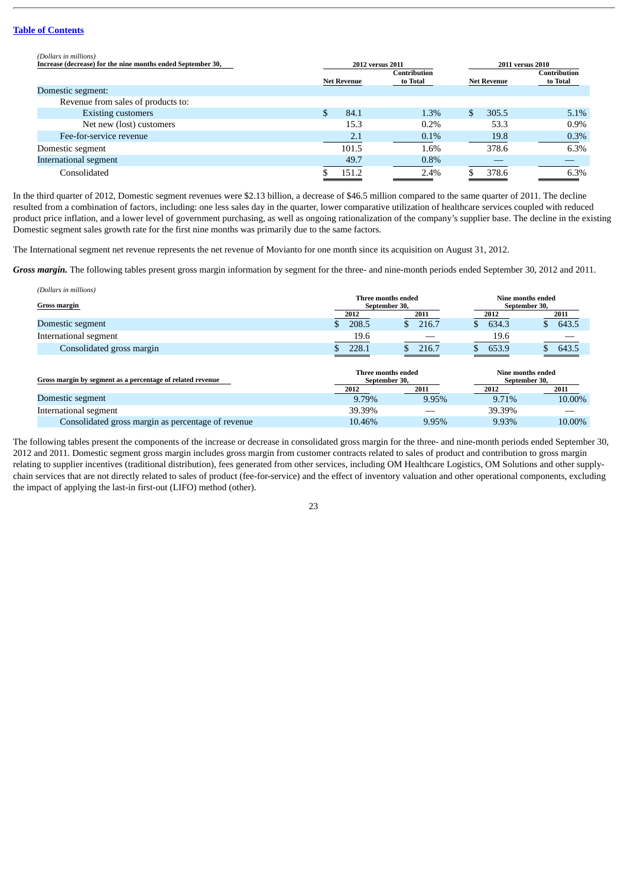Table of Contents

*(Dollars in millions)*

| Increase (decrease) for the nine months ended September 30, | 2012 versus 2011 | | 2011 versus 2010 | |
|---|---|---|---|---|
| | Net Revenue | Contribution to Total | Net Revenue | Contribution to Total |
| Domestic segment: | | | | |
| Revenue from sales of products to: | | | | |
| Existing customers | $ 84.1 | 1.3% | $ 305.5 | 5.1% |
| Net new (lost) customers | 15.3 | 0.2% | 53.3 | 0.9% |
| Fee-for-service revenue | 2.1 | 0.1% | 19.8 | 0.3% |
| Domestic segment | 101.5 | 1.6% | 378.6 | 6.3% |
| International segment | 49.7 | 0.8% | — | — |
| Consolidated | $ 151.2 | 2.4% | $ 378.6 | 6.3% |

In the third quarter of 2012, Domestic segment revenues were $2.13 billion, a decrease of $46.5 million compared to the same quarter of 2011. The decline resulted from a combination of factors, including: one less sales day in the quarter, lower comparative utilization of healthcare services coupled with reduced product price inflation, and a lower level of government purchasing, as well as ongoing rationalization of the company's supplier base. The decline in the existing Domestic segment sales growth rate for the first nine months was primarily due to the same factors.

The International segment net revenue represents the net revenue of Movianto for one month since its acquisition on August 31, 2012.

***Gross margin.*** The following tables present gross margin information by segment for the three- and nine-month periods ended September 30, 2012 and 2011.

*(Dollars in millions)*

| Gross margin | Three months ended September 30, | | Nine months ended September 30, | |
|---|---|---|---|---|
| | 2012 | 2011 | 2012 | 2011 |
| Domestic segment | $ 208.5 | $ 216.7 | $ 634.3 | $ 643.5 |
| International segment | 19.6 | — | 19.6 | — |
| Consolidated gross margin | $ 228.1 | $ 216.7 | $ 653.9 | $ 643.5 |

| Gross margin by segment as a percentage of related revenue | Three months ended September 30, | | Nine months ended September 30, | |
|---|---|---|---|---|
| | 2012 | 2011 | 2012 | 2011 |
| Domestic segment | 9.79% | 9.95% | 9.71% | 10.00% |
| International segment | 39.39% | — | 39.39% | — |
| Consolidated gross margin as percentage of revenue | 10.46% | 9.95% | 9.93% | 10.00% |

The following tables present the components of the increase or decrease in consolidated gross margin for the three- and nine-month periods ended September 30, 2012 and 2011. Domestic segment gross margin includes gross margin from customer contracts related to sales of product and contribution to gross margin relating to supplier incentives (traditional distribution), fees generated from other services, including OM Healthcare Logistics, OM Solutions and other supply-chain services that are not directly related to sales of product (fee-for-service) and the effect of inventory valuation and other operational components, excluding the impact of applying the last-in first-out (LIFO) method (other).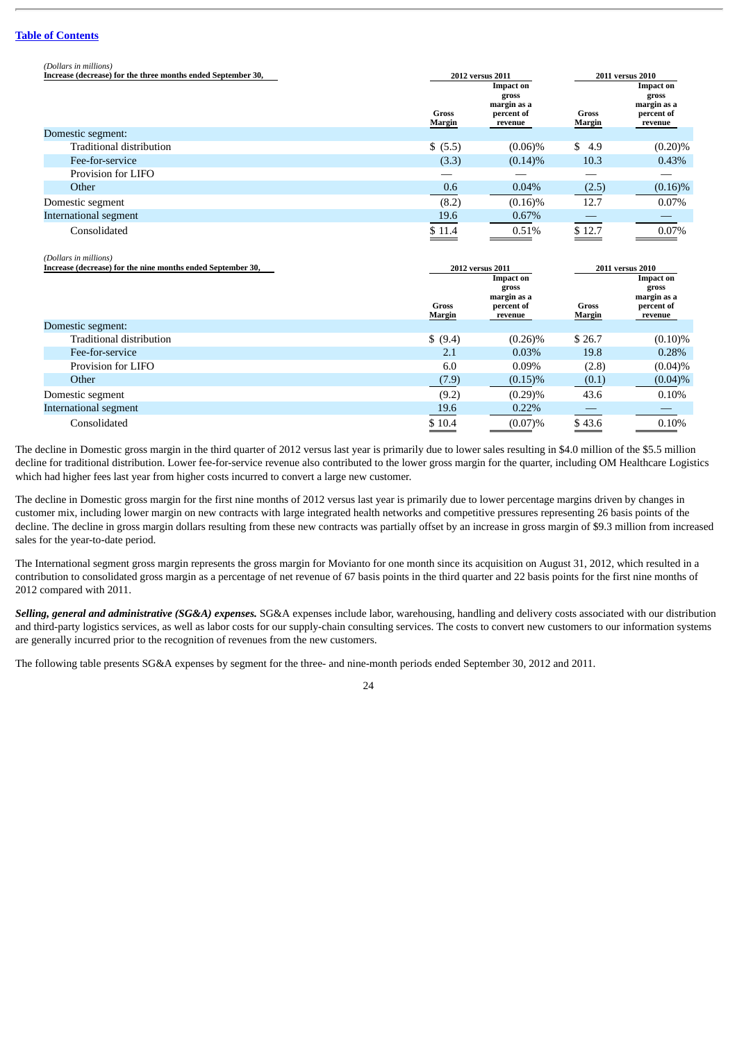[Table of Contents](#)

| (Dollars in millions)<br>Increase (decrease) for the three months ended September 30, | 2012 versus 2011 | | 2011 versus 2010 | |
|---|---|---|---|---|
| | Gross Margin | Impact on gross margin as a percent of revenue | Gross Margin | Impact on gross margin as a percent of revenue |
| Domestic segment: | | | | |
| Traditional distribution | $ (5.5) | (0.06)% | $ 4.9 | (0.20)% |
| Fee-for-service | (3.3) | (0.14)% | 10.3 | 0.43% |
| Provision for LIFO | — | — | — | — |
| Other | 0.6 | 0.04% | (2.5) | (0.16)% |
| Domestic segment | (8.2) | (0.16)% | 12.7 | 0.07% |
| International segment | 19.6 | 0.67% | — | — |
| Consolidated | $ 11.4 | 0.51% | $ 12.7 | 0.07% |

| (Dollars in millions)<br>Increase (decrease) for the nine months ended September 30, | 2012 versus 2011 | | 2011 versus 2010 | |
|---|---|---|---|---|
| | Gross Margin | Impact on gross margin as a percent of revenue | Gross Margin | Impact on gross margin as a percent of revenue |
| Domestic segment: | | | | |
| Traditional distribution | $ (9.4) | (0.26)% | $ 26.7 | (0.10)% |
| Fee-for-service | 2.1 | 0.03% | 19.8 | 0.28% |
| Provision for LIFO | 6.0 | 0.09% | (2.8) | (0.04)% |
| Other | (7.9) | (0.15)% | (0.1) | (0.04)% |
| Domestic segment | (9.2) | (0.29)% | 43.6 | 0.10% |
| International segment | 19.6 | 0.22% | — | — |
| Consolidated | $ 10.4 | (0.07)% | $ 43.6 | 0.10% |

The decline in Domestic gross margin in the third quarter of 2012 versus last year is primarily due to lower sales resulting in $4.0 million of the $5.5 million decline for traditional distribution. Lower fee-for-service revenue also contributed to the lower gross margin for the quarter, including OM Healthcare Logistics which had higher fees last year from higher costs incurred to convert a large new customer.

The decline in Domestic gross margin for the first nine months of 2012 versus last year is primarily due to lower percentage margins driven by changes in customer mix, including lower margin on new contracts with large integrated health networks and competitive pressures representing 26 basis points of the decline. The decline in gross margin dollars resulting from these new contracts was partially offset by an increase in gross margin of $9.3 million from increased sales for the year-to-date period.

The International segment gross margin represents the gross margin for Movianto for one month since its acquisition on August 31, 2012, which resulted in a contribution to consolidated gross margin as a percentage of net revenue of 67 basis points in the third quarter and 22 basis points for the first nine months of 2012 compared with 2011.

***Selling, general and administrative (SG&A) expenses.*** SG&A expenses include labor, warehousing, handling and delivery costs associated with our distribution and third-party logistics services, as well as labor costs for our supply-chain consulting services. The costs to convert new customers to our information systems are generally incurred prior to the recognition of revenues from the new customers.

The following table presents SG&A expenses by segment for the three- and nine-month periods ended September 30, 2012 and 2011.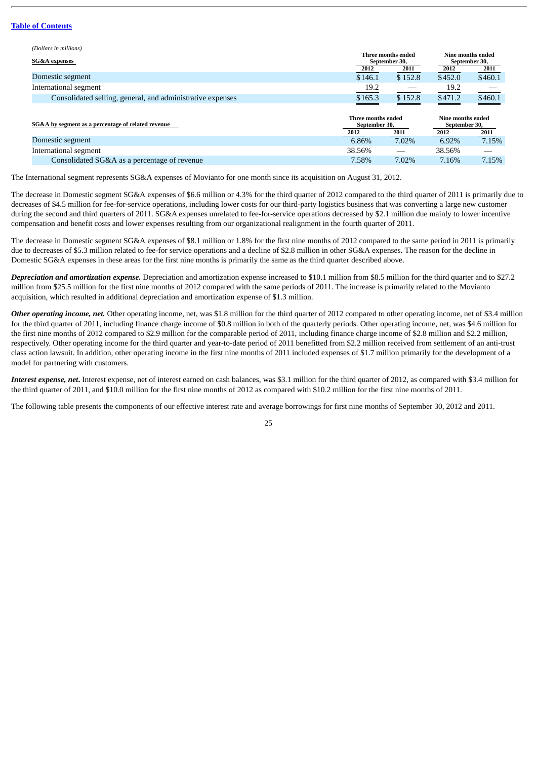(Dollars in millions)

| SG&A expenses | Three months ended September 30, 2012 | Three months ended September 30, 2011 | Nine months ended September 30, 2012 | Nine months ended September 30, 2011 |
|---|---|---|---|---|
| Domestic segment | $146.1 | $ 152.8 | $452.0 | $460.1 |
| International segment | 19.2 | — | 19.2 | — |
| Consolidated selling, general, and administrative expenses | $165.3 | $ 152.8 | $471.2 | $460.1 |

| SG&A by segment as a percentage of related revenue | Three months ended September 30, 2012 | Three months ended September 30, 2011 | Nine months ended September 30, 2012 | Nine months ended September 30, 2011 |
|---|---|---|---|---|
| Domestic segment | 6.86% | 7.02% | 6.92% | 7.15% |
| International segment | 38.56% | — | 38.56% | — |
| Consolidated SG&A as a percentage of revenue | 7.58% | 7.02% | 7.16% | 7.15% |

The International segment represents SG&A expenses of Movianto for one month since its acquisition on August 31, 2012.

The decrease in Domestic segment SG&A expenses of $6.6 million or 4.3% for the third quarter of 2012 compared to the third quarter of 2011 is primarily due to decreases of $4.5 million for fee-for-service operations, including lower costs for our third-party logistics business that was converting a large new customer during the second and third quarters of 2011. SG&A expenses unrelated to fee-for-service operations decreased by $2.1 million due mainly to lower incentive compensation and benefit costs and lower expenses resulting from our organizational realignment in the fourth quarter of 2011.

The decrease in Domestic segment SG&A expenses of $8.1 million or 1.8% for the first nine months of 2012 compared to the same period in 2011 is primarily due to decreases of $5.3 million related to fee-for service operations and a decline of $2.8 million in other SG&A expenses. The reason for the decline in Domestic SG&A expenses in these areas for the first nine months is primarily the same as the third quarter described above.

***Depreciation and amortization expense.*** Depreciation and amortization expense increased to $10.1 million from $8.5 million for the third quarter and to $27.2 million from $25.5 million for the first nine months of 2012 compared with the same periods of 2011. The increase is primarily related to the Movianto acquisition, which resulted in additional depreciation and amortization expense of $1.3 million.

***Other operating income, net.*** Other operating income, net, was $1.8 million for the third quarter of 2012 compared to other operating income, net of $3.4 million for the third quarter of 2011, including finance charge income of $0.8 million in both of the quarterly periods. Other operating income, net, was $4.6 million for the first nine months of 2012 compared to $2.9 million for the comparable period of 2011, including finance charge income of $2.8 million and $2.2 million, respectively. Other operating income for the third quarter and year-to-date period of 2011 benefitted from $2.2 million received from settlement of an anti-trust class action lawsuit. In addition, other operating income in the first nine months of 2011 included expenses of $1.7 million primarily for the development of a model for partnering with customers.

***Interest expense, net.*** Interest expense, net of interest earned on cash balances, was $3.1 million for the third quarter of 2012, as compared with $3.4 million for the third quarter of 2011, and $10.0 million for the first nine months of 2012 as compared with $10.2 million for the first nine months of 2011.

The following table presents the components of our effective interest rate and average borrowings for first nine months of September 30, 2012 and 2011.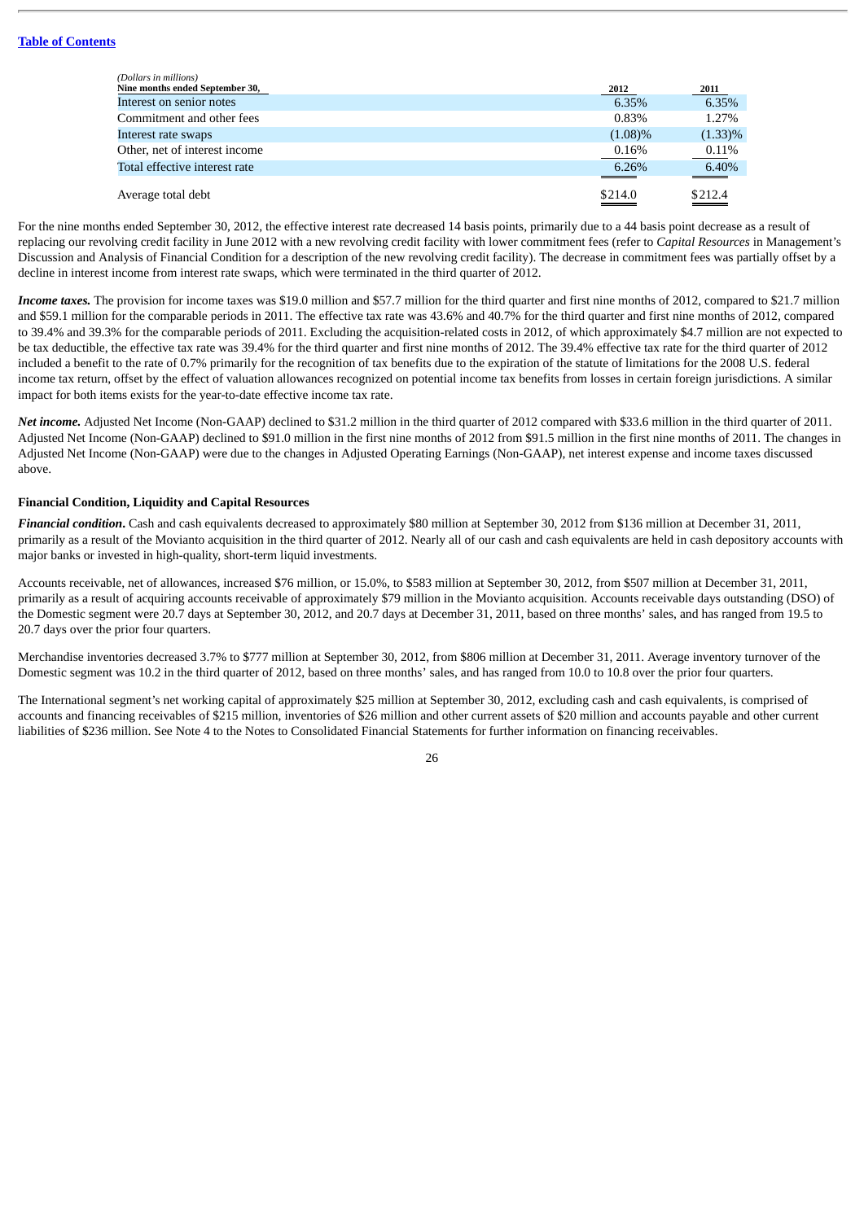[Table of Contents](#)

| (Dollars in millions) Nine months ended September 30, | 2012 | 2011 |
|---|---|---|
| Interest on senior notes | 6.35% | 6.35% |
| Commitment and other fees | 0.83% | 1.27% |
| Interest rate swaps | (1.08)% | (1.33)% |
| Other, net of interest income | 0.16% | 0.11% |
| Total effective interest rate | 6.26% | 6.40% |
| Average total debt | $214.0 | $212.4 |

For the nine months ended September 30, 2012, the effective interest rate decreased 14 basis points, primarily due to a 44 basis point decrease as a result of replacing our revolving credit facility in June 2012 with a new revolving credit facility with lower commitment fees (refer to *Capital Resources* in Management's Discussion and Analysis of Financial Condition for a description of the new revolving credit facility). The decrease in commitment fees was partially offset by a decline in interest income from interest rate swaps, which were terminated in the third quarter of 2012.

***Income taxes.*** The provision for income taxes was $19.0 million and $57.7 million for the third quarter and first nine months of 2012, compared to $21.7 million and $59.1 million for the comparable periods in 2011. The effective tax rate was 43.6% and 40.7% for the third quarter and first nine months of 2012, compared to 39.4% and 39.3% for the comparable periods of 2011. Excluding the acquisition-related costs in 2012, of which approximately $4.7 million are not expected to be tax deductible, the effective tax rate was 39.4% for the third quarter and first nine months of 2012. The 39.4% effective tax rate for the third quarter of 2012 included a benefit to the rate of 0.7% primarily for the recognition of tax benefits due to the expiration of the statute of limitations for the 2008 U.S. federal income tax return, offset by the effect of valuation allowances recognized on potential income tax benefits from losses in certain foreign jurisdictions. A similar impact for both items exists for the year-to-date effective income tax rate.

***Net income.*** Adjusted Net Income (Non-GAAP) declined to $31.2 million in the third quarter of 2012 compared with $33.6 million in the third quarter of 2011. Adjusted Net Income (Non-GAAP) declined to $91.0 million in the first nine months of 2012 from $91.5 million in the first nine months of 2011. The changes in Adjusted Net Income (Non-GAAP) were due to the changes in Adjusted Operating Earnings (Non-GAAP), net interest expense and income taxes discussed above.

**Financial Condition, Liquidity and Capital Resources**

***Financial condition*.** Cash and cash equivalents decreased to approximately $80 million at September 30, 2012 from $136 million at December 31, 2011, primarily as a result of the Movianto acquisition in the third quarter of 2012. Nearly all of our cash and cash equivalents are held in cash depository accounts with major banks or invested in high-quality, short-term liquid investments.

Accounts receivable, net of allowances, increased $76 million, or 15.0%, to $583 million at September 30, 2012, from $507 million at December 31, 2011, primarily as a result of acquiring accounts receivable of approximately $79 million in the Movianto acquisition. Accounts receivable days outstanding (DSO) of the Domestic segment were 20.7 days at September 30, 2012, and 20.7 days at December 31, 2011, based on three months' sales, and has ranged from 19.5 to 20.7 days over the prior four quarters.

Merchandise inventories decreased 3.7% to $777 million at September 30, 2012, from $806 million at December 31, 2011. Average inventory turnover of the Domestic segment was 10.2 in the third quarter of 2012, based on three months' sales, and has ranged from 10.0 to 10.8 over the prior four quarters.

The International segment's net working capital of approximately $25 million at September 30, 2012, excluding cash and cash equivalents, is comprised of accounts and financing receivables of $215 million, inventories of $26 million and other current assets of $20 million and accounts payable and other current liabilities of $236 million. See Note 4 to the Notes to Consolidated Financial Statements for further information on financing receivables.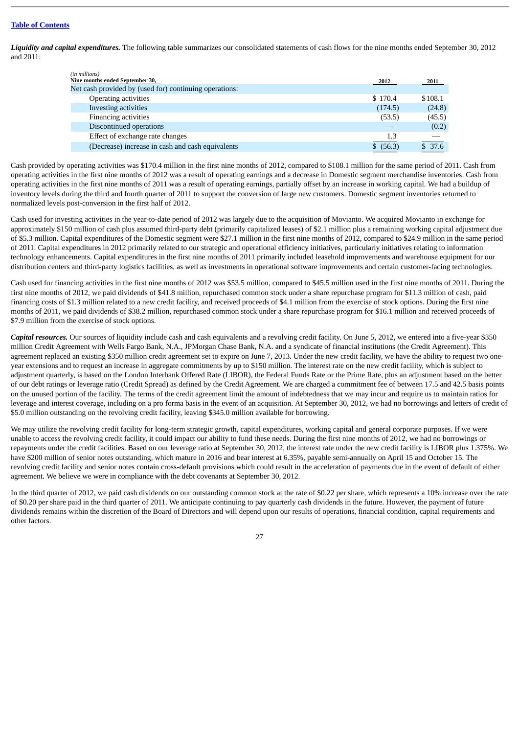***Liquidity and capital expenditures.*** The following table summarizes our consolidated statements of cash flows for the nine months ended September 30, 2012 and 2011:

| *(in millions)* **Nine months ended September 30,** | 2012 | 2011 |
|---|---|---|
| Net cash provided by (used for) continuing operations: | | |
| Operating activities | $ 170.4 | $108.1 |
| Investing activities | (174.5) | (24.8) |
| Financing activities | (53.5) | (45.5) |
| Discontinued operations | — | (0.2) |
| Effect of exchange rate changes | 1.3 | — |
| (Decrease) increase in cash and cash equivalents | $ (56.3) | $ 37.6 |

Cash provided by operating activities was $170.4 million in the first nine months of 2012, compared to $108.1 million for the same period of 2011. Cash from operating activities in the first nine months of 2012 was a result of operating earnings and a decrease in Domestic segment merchandise inventories. Cash from operating activities in the first nine months of 2011 was a result of operating earnings, partially offset by an increase in working capital. We had a buildup of inventory levels during the third and fourth quarter of 2011 to support the conversion of large new customers. Domestic segment inventories returned to normalized levels post-conversion in the first half of 2012.

Cash used for investing activities in the year-to-date period of 2012 was largely due to the acquisition of Movianto. We acquired Movianto in exchange for approximately $150 million of cash plus assumed third-party debt (primarily capitalized leases) of $2.1 million plus a remaining working capital adjustment due of $5.3 million. Capital expenditures of the Domestic segment were $27.1 million in the first nine months of 2012, compared to $24.9 million in the same period of 2011. Capital expenditures in 2012 primarily related to our strategic and operational efficiency initiatives, particularly initiatives relating to information technology enhancements. Capital expenditures in the first nine months of 2011 primarily included leasehold improvements and warehouse equipment for our distribution centers and third-party logistics facilities, as well as investments in operational software improvements and certain customer-facing technologies.

Cash used for financing activities in the first nine months of 2012 was $53.5 million, compared to $45.5 million used in the first nine months of 2011. During the first nine months of 2012, we paid dividends of $41.8 million, repurchased common stock under a share repurchase program for $11.3 million of cash, paid financing costs of $1.3 million related to a new credit facility, and received proceeds of $4.1 million from the exercise of stock options. During the first nine months of 2011, we paid dividends of $38.2 million, repurchased common stock under a share repurchase program for $16.1 million and received proceeds of $7.9 million from the exercise of stock options.

***Capital resources.*** Our sources of liquidity include cash and cash equivalents and a revolving credit facility. On June 5, 2012, we entered into a five-year $350 million Credit Agreement with Wells Fargo Bank, N.A., JPMorgan Chase Bank, N.A. and a syndicate of financial institutions (the Credit Agreement). This agreement replaced an existing $350 million credit agreement set to expire on June 7, 2013. Under the new credit facility, we have the ability to request two one-year extensions and to request an increase in aggregate commitments by up to $150 million. The interest rate on the new credit facility, which is subject to adjustment quarterly, is based on the London Interbank Offered Rate (LIBOR), the Federal Funds Rate or the Prime Rate, plus an adjustment based on the better of our debt ratings or leverage ratio (Credit Spread) as defined by the Credit Agreement. We are charged a commitment fee of between 17.5 and 42.5 basis points on the unused portion of the facility. The terms of the credit agreement limit the amount of indebtedness that we may incur and require us to maintain ratios for leverage and interest coverage, including on a pro forma basis in the event of an acquisition. At September 30, 2012, we had no borrowings and letters of credit of $5.0 million outstanding on the revolving credit facility, leaving $345.0 million available for borrowing.

We may utilize the revolving credit facility for long-term strategic growth, capital expenditures, working capital and general corporate purposes. If we were unable to access the revolving credit facility, it could impact our ability to fund these needs. During the first nine months of 2012, we had no borrowings or repayments under the credit facilities. Based on our leverage ratio at September 30, 2012, the interest rate under the new credit facility is LIBOR plus 1.375%. We have $200 million of senior notes outstanding, which mature in 2016 and bear interest at 6.35%, payable semi-annually on April 15 and October 15. The revolving credit facility and senior notes contain cross-default provisions which could result in the acceleration of payments due in the event of default of either agreement. We believe we were in compliance with the debt covenants at September 30, 2012.

In the third quarter of 2012, we paid cash dividends on our outstanding common stock at the rate of $0.22 per share, which represents a 10% increase over the rate of $0.20 per share paid in the third quarter of 2011. We anticipate continuing to pay quarterly cash dividends in the future. However, the payment of future dividends remains within the discretion of the Board of Directors and will depend upon our results of operations, financial condition, capital requirements and other factors.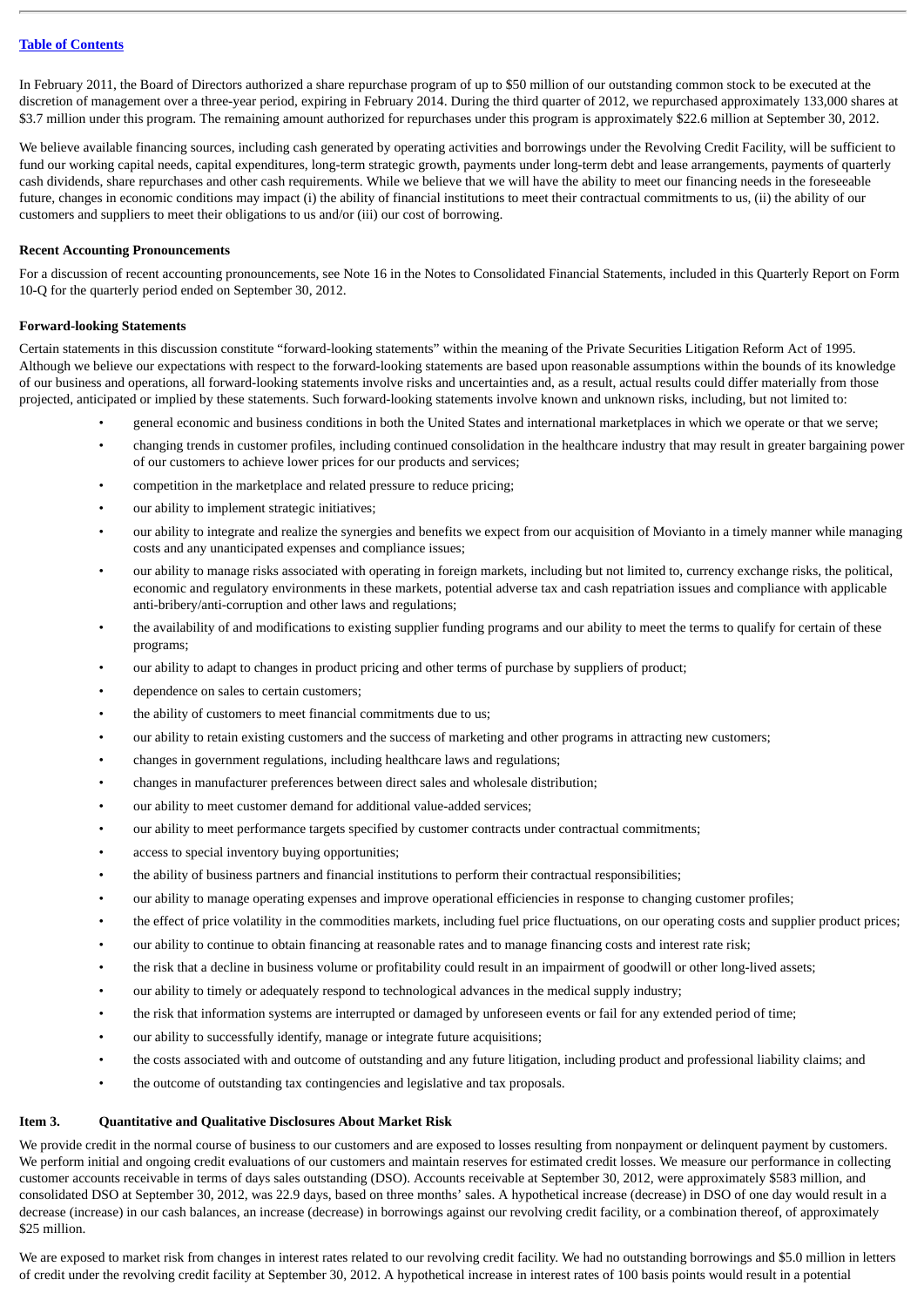[Table of Contents](#)

In February 2011, the Board of Directors authorized a share repurchase program of up to $50 million of our outstanding common stock to be executed at the discretion of management over a three-year period, expiring in February 2014. During the third quarter of 2012, we repurchased approximately 133,000 shares at $3.7 million under this program. The remaining amount authorized for repurchases under this program is approximately $22.6 million at September 30, 2012.

We believe available financing sources, including cash generated by operating activities and borrowings under the Revolving Credit Facility, will be sufficient to fund our working capital needs, capital expenditures, long-term strategic growth, payments under long-term debt and lease arrangements, payments of quarterly cash dividends, share repurchases and other cash requirements. While we believe that we will have the ability to meet our financing needs in the foreseeable future, changes in economic conditions may impact (i) the ability of financial institutions to meet their contractual commitments to us, (ii) the ability of our customers and suppliers to meet their obligations to us and/or (iii) our cost of borrowing.

**Recent Accounting Pronouncements**

For a discussion of recent accounting pronouncements, see Note 16 in the Notes to Consolidated Financial Statements, included in this Quarterly Report on Form 10-Q for the quarterly period ended on September 30, 2012.

**Forward-looking Statements**

Certain statements in this discussion constitute "forward-looking statements" within the meaning of the Private Securities Litigation Reform Act of 1995. Although we believe our expectations with respect to the forward-looking statements are based upon reasonable assumptions within the bounds of its knowledge of our business and operations, all forward-looking statements involve risks and uncertainties and, as a result, actual results could differ materially from those projected, anticipated or implied by these statements. Such forward-looking statements involve known and unknown risks, including, but not limited to:

- general economic and business conditions in both the United States and international marketplaces in which we operate or that we serve;
- changing trends in customer profiles, including continued consolidation in the healthcare industry that may result in greater bargaining power of our customers to achieve lower prices for our products and services;
- competition in the marketplace and related pressure to reduce pricing;
- our ability to implement strategic initiatives;
- our ability to integrate and realize the synergies and benefits we expect from our acquisition of Movianto in a timely manner while managing costs and any unanticipated expenses and compliance issues;
- our ability to manage risks associated with operating in foreign markets, including but not limited to, currency exchange risks, the political, economic and regulatory environments in these markets, potential adverse tax and cash repatriation issues and compliance with applicable anti-bribery/anti-corruption and other laws and regulations;
- the availability of and modifications to existing supplier funding programs and our ability to meet the terms to qualify for certain of these programs;
- our ability to adapt to changes in product pricing and other terms of purchase by suppliers of product;
- dependence on sales to certain customers;
- the ability of customers to meet financial commitments due to us;
- our ability to retain existing customers and the success of marketing and other programs in attracting new customers;
- changes in government regulations, including healthcare laws and regulations;
- changes in manufacturer preferences between direct sales and wholesale distribution;
- our ability to meet customer demand for additional value-added services;
- our ability to meet performance targets specified by customer contracts under contractual commitments;
- access to special inventory buying opportunities;
- the ability of business partners and financial institutions to perform their contractual responsibilities;
- our ability to manage operating expenses and improve operational efficiencies in response to changing customer profiles;
- the effect of price volatility in the commodities markets, including fuel price fluctuations, on our operating costs and supplier product prices;
- our ability to continue to obtain financing at reasonable rates and to manage financing costs and interest rate risk;
- the risk that a decline in business volume or profitability could result in an impairment of goodwill or other long-lived assets;
- our ability to timely or adequately respond to technological advances in the medical supply industry;
- the risk that information systems are interrupted or damaged by unforeseen events or fail for any extended period of time;
- our ability to successfully identify, manage or integrate future acquisitions;
- the costs associated with and outcome of outstanding and any future litigation, including product and professional liability claims; and
- the outcome of outstanding tax contingencies and legislative and tax proposals.

## Item 3. Quantitative and Qualitative Disclosures About Market Risk

We provide credit in the normal course of business to our customers and are exposed to losses resulting from nonpayment or delinquent payment by customers. We perform initial and ongoing credit evaluations of our customers and maintain reserves for estimated credit losses. We measure our performance in collecting customer accounts receivable in terms of days sales outstanding (DSO). Accounts receivable at September 30, 2012, were approximately $583 million, and consolidated DSO at September 30, 2012, was 22.9 days, based on three months' sales. A hypothetical increase (decrease) in DSO of one day would result in a decrease (increase) in our cash balances, an increase (decrease) in borrowings against our revolving credit facility, or a combination thereof, of approximately $25 million.

We are exposed to market risk from changes in interest rates related to our revolving credit facility. We had no outstanding borrowings and $5.0 million in letters of credit under the revolving credit facility at September 30, 2012. A hypothetical increase in interest rates of 100 basis points would result in a potential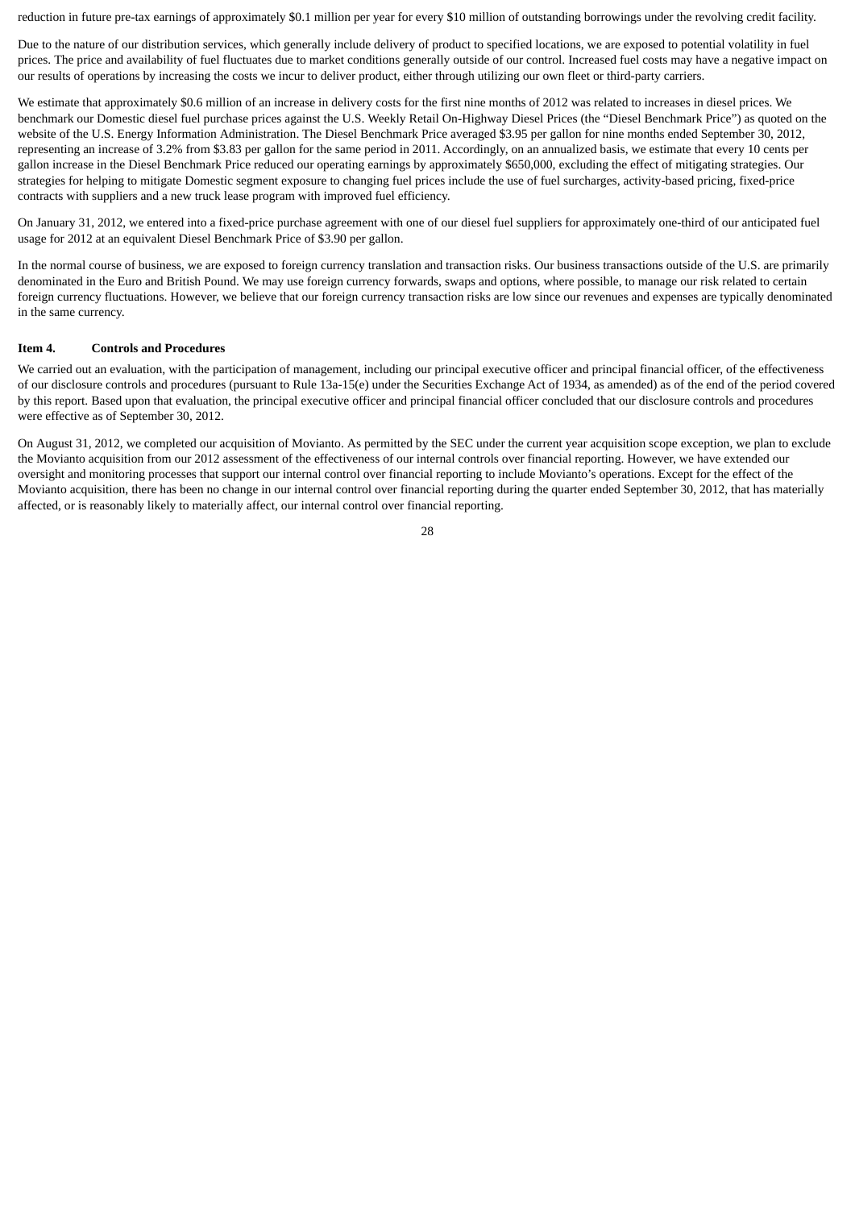reduction in future pre-tax earnings of approximately $0.1 million per year for every $10 million of outstanding borrowings under the revolving credit facility.

Due to the nature of our distribution services, which generally include delivery of product to specified locations, we are exposed to potential volatility in fuel prices. The price and availability of fuel fluctuates due to market conditions generally outside of our control. Increased fuel costs may have a negative impact on our results of operations by increasing the costs we incur to deliver product, either through utilizing our own fleet or third-party carriers.

We estimate that approximately $0.6 million of an increase in delivery costs for the first nine months of 2012 was related to increases in diesel prices. We benchmark our Domestic diesel fuel purchase prices against the U.S. Weekly Retail On-Highway Diesel Prices (the "Diesel Benchmark Price") as quoted on the website of the U.S. Energy Information Administration. The Diesel Benchmark Price averaged $3.95 per gallon for nine months ended September 30, 2012, representing an increase of 3.2% from $3.83 per gallon for the same period in 2011. Accordingly, on an annualized basis, we estimate that every 10 cents per gallon increase in the Diesel Benchmark Price reduced our operating earnings by approximately $650,000, excluding the effect of mitigating strategies. Our strategies for helping to mitigate Domestic segment exposure to changing fuel prices include the use of fuel surcharges, activity-based pricing, fixed-price contracts with suppliers and a new truck lease program with improved fuel efficiency.

On January 31, 2012, we entered into a fixed-price purchase agreement with one of our diesel fuel suppliers for approximately one-third of our anticipated fuel usage for 2012 at an equivalent Diesel Benchmark Price of $3.90 per gallon.

In the normal course of business, we are exposed to foreign currency translation and transaction risks. Our business transactions outside of the U.S. are primarily denominated in the Euro and British Pound. We may use foreign currency forwards, swaps and options, where possible, to manage our risk related to certain foreign currency fluctuations. However, we believe that our foreign currency transaction risks are low since our revenues and expenses are typically denominated in the same currency.

### Item 4. Controls and Procedures

We carried out an evaluation, with the participation of management, including our principal executive officer and principal financial officer, of the effectiveness of our disclosure controls and procedures (pursuant to Rule 13a-15(e) under the Securities Exchange Act of 1934, as amended) as of the end of the period covered by this report. Based upon that evaluation, the principal executive officer and principal financial officer concluded that our disclosure controls and procedures were effective as of September 30, 2012.

On August 31, 2012, we completed our acquisition of Movianto. As permitted by the SEC under the current year acquisition scope exception, we plan to exclude the Movianto acquisition from our 2012 assessment of the effectiveness of our internal controls over financial reporting. However, we have extended our oversight and monitoring processes that support our internal control over financial reporting to include Movianto's operations. Except for the effect of the Movianto acquisition, there has been no change in our internal control over financial reporting during the quarter ended September 30, 2012, that has materially affected, or is reasonably likely to materially affect, our internal control over financial reporting.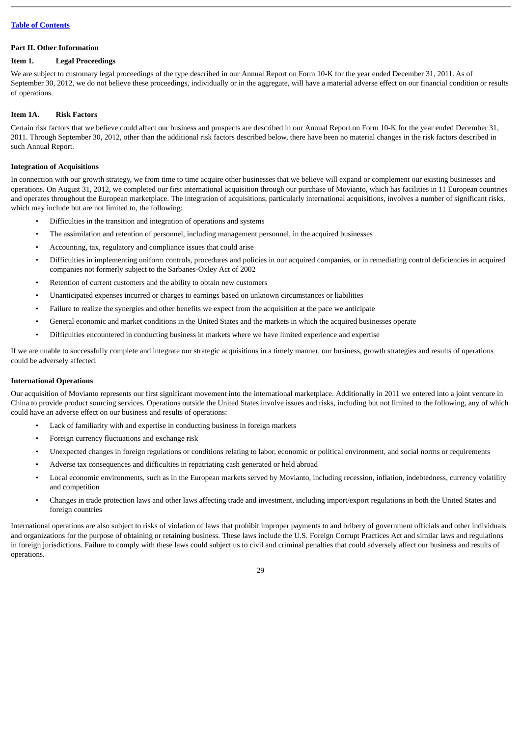## Part II. Other Information

### Item 1. Legal Proceedings

We are subject to customary legal proceedings of the type described in our Annual Report on Form 10-K for the year ended December 31, 2011. As of September 30, 2012, we do not believe these proceedings, individually or in the aggregate, will have a material adverse effect on our financial condition or results of operations.

### Item 1A. Risk Factors

Certain risk factors that we believe could affect our business and prospects are described in our Annual Report on Form 10-K for the year ended December 31, 2011. Through September 30, 2012, other than the additional risk factors described below, there have been no material changes in the risk factors described in such Annual Report.

**Integration of Acquisitions**

In connection with our growth strategy, we from time to time acquire other businesses that we believe will expand or complement our existing businesses and operations. On August 31, 2012, we completed our first international acquisition through our purchase of Movianto, which has facilities in 11 European countries and operates throughout the European marketplace. The integration of acquisitions, particularly international acquisitions, involves a number of significant risks, which may include but are not limited to, the following:

- Difficulties in the transition and integration of operations and systems
- The assimilation and retention of personnel, including management personnel, in the acquired businesses
- Accounting, tax, regulatory and compliance issues that could arise
- Difficulties in implementing uniform controls, procedures and policies in our acquired companies, or in remediating control deficiencies in acquired companies not formerly subject to the Sarbanes-Oxley Act of 2002
- Retention of current customers and the ability to obtain new customers
- Unanticipated expenses incurred or charges to earnings based on unknown circumstances or liabilities
- Failure to realize the synergies and other benefits we expect from the acquisition at the pace we anticipate
- General economic and market conditions in the United States and the markets in which the acquired businesses operate
- Difficulties encountered in conducting business in markets where we have limited experience and expertise

If we are unable to successfully complete and integrate our strategic acquisitions in a timely manner, our business, growth strategies and results of operations could be adversely affected.

**International Operations**

Our acquisition of Movianto represents our first significant movement into the international marketplace. Additionally in 2011 we entered into a joint venture in China to provide product sourcing services. Operations outside the United States involve issues and risks, including but not limited to the following, any of which could have an adverse effect on our business and results of operations:

- Lack of familiarity with and expertise in conducting business in foreign markets
- Foreign currency fluctuations and exchange risk
- Unexpected changes in foreign regulations or conditions relating to labor, economic or political environment, and social norms or requirements
- Adverse tax consequences and difficulties in repatriating cash generated or held abroad
- Local economic environments, such as in the European markets served by Movianto, including recession, inflation, indebtedness, currency volatility and competition
- Changes in trade protection laws and other laws affecting trade and investment, including import/export regulations in both the United States and foreign countries

International operations are also subject to risks of violation of laws that prohibit improper payments to and bribery of government officials and other individuals and organizations for the purpose of obtaining or retaining business. These laws include the U.S. Foreign Corrupt Practices Act and similar laws and regulations in foreign jurisdictions. Failure to comply with these laws could subject us to civil and criminal penalties that could adversely affect our business and results of operations.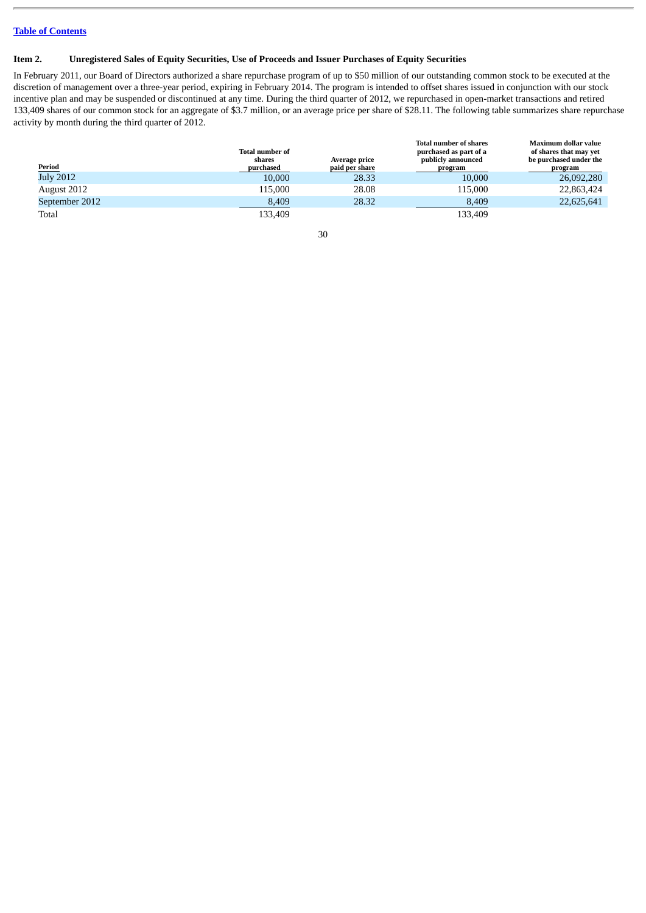[Table of Contents](#)

## Item 2. Unregistered Sales of Equity Securities, Use of Proceeds and Issuer Purchases of Equity Securities

In February 2011, our Board of Directors authorized a share repurchase program of up to $50 million of our outstanding common stock to be executed at the discretion of management over a three-year period, expiring in February 2014. The program is intended to offset shares issued in conjunction with our stock incentive plan and may be suspended or discontinued at any time. During the third quarter of 2012, we repurchased in open-market transactions and retired 133,409 shares of our common stock for an aggregate of $3.7 million, or an average price per share of $28.11. The following table summarizes share repurchase activity by month during the third quarter of 2012.

| Period | Total number of shares purchased | Average price paid per share | Total number of shares purchased as part of a publicly announced program | Maximum dollar value of shares that may yet be purchased under the program |
|---|---|---|---|---|
| July 2012 | 10,000 | 28.33 | 10,000 | 26,092,280 |
| August 2012 | 115,000 | 28.08 | 115,000 | 22,863,424 |
| September 2012 | 8,409 | 28.32 | 8,409 | 22,625,641 |
| Total | 133,409 | | 133,409 | |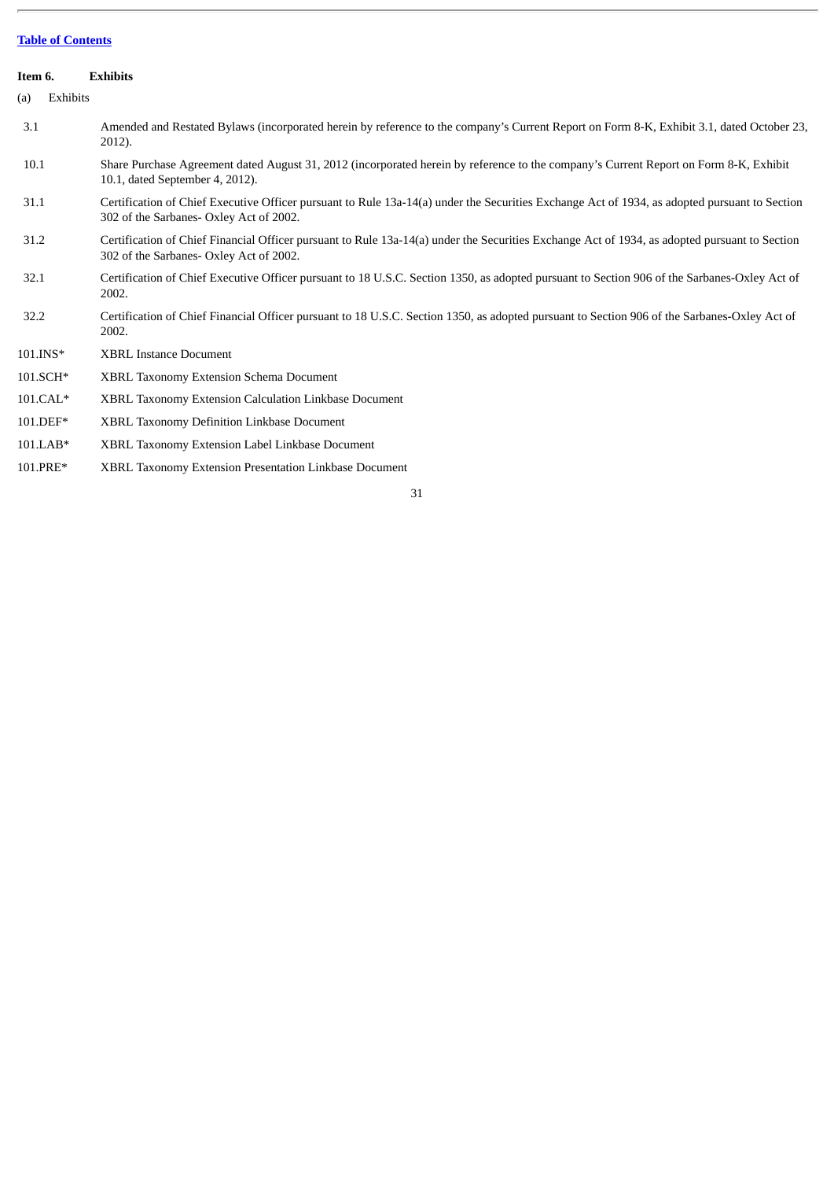[Table of Contents](#)

**Item 6. Exhibits**

(a) Exhibits

| | |
|---|---|
| 3.1 | Amended and Restated Bylaws (incorporated herein by reference to the company's Current Report on Form 8-K, Exhibit 3.1, dated October 23, 2012). |
| 10.1 | Share Purchase Agreement dated August 31, 2012 (incorporated herein by reference to the company's Current Report on Form 8-K, Exhibit 10.1, dated September 4, 2012). |
| 31.1 | Certification of Chief Executive Officer pursuant to Rule 13a-14(a) under the Securities Exchange Act of 1934, as adopted pursuant to Section 302 of the Sarbanes- Oxley Act of 2002. |
| 31.2 | Certification of Chief Financial Officer pursuant to Rule 13a-14(a) under the Securities Exchange Act of 1934, as adopted pursuant to Section 302 of the Sarbanes- Oxley Act of 2002. |
| 32.1 | Certification of Chief Executive Officer pursuant to 18 U.S.C. Section 1350, as adopted pursuant to Section 906 of the Sarbanes-Oxley Act of 2002. |
| 32.2 | Certification of Chief Financial Officer pursuant to 18 U.S.C. Section 1350, as adopted pursuant to Section 906 of the Sarbanes-Oxley Act of 2002. |
| 101.INS* | XBRL Instance Document |
| 101.SCH* | XBRL Taxonomy Extension Schema Document |
| 101.CAL* | XBRL Taxonomy Extension Calculation Linkbase Document |
| 101.DEF* | XBRL Taxonomy Definition Linkbase Document |
| 101.LAB* | XBRL Taxonomy Extension Label Linkbase Document |
| 101.PRE* | XBRL Taxonomy Extension Presentation Linkbase Document |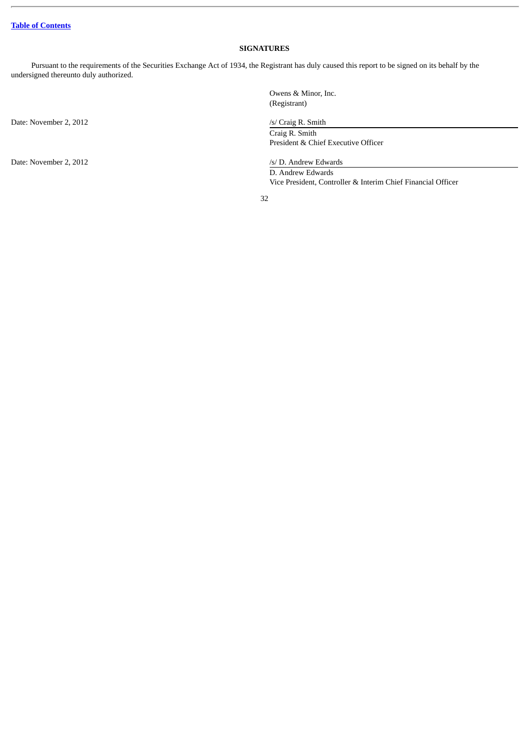[Table of Contents]

## SIGNATURES

Pursuant to the requirements of the Securities Exchange Act of 1934, the Registrant has duly caused this report to be signed on its behalf by the undersigned thereunto duly authorized.

| | |
|---|---|
| | Owens & Minor, Inc.<br>(Registrant) |
| Date: November 2, 2012 | /s/ Craig R. Smith<br>Craig R. Smith<br>President & Chief Executive Officer |
| Date: November 2, 2012 | /s/ D. Andrew Edwards<br>D. Andrew Edwards<br>Vice President, Controller & Interim Chief Financial Officer |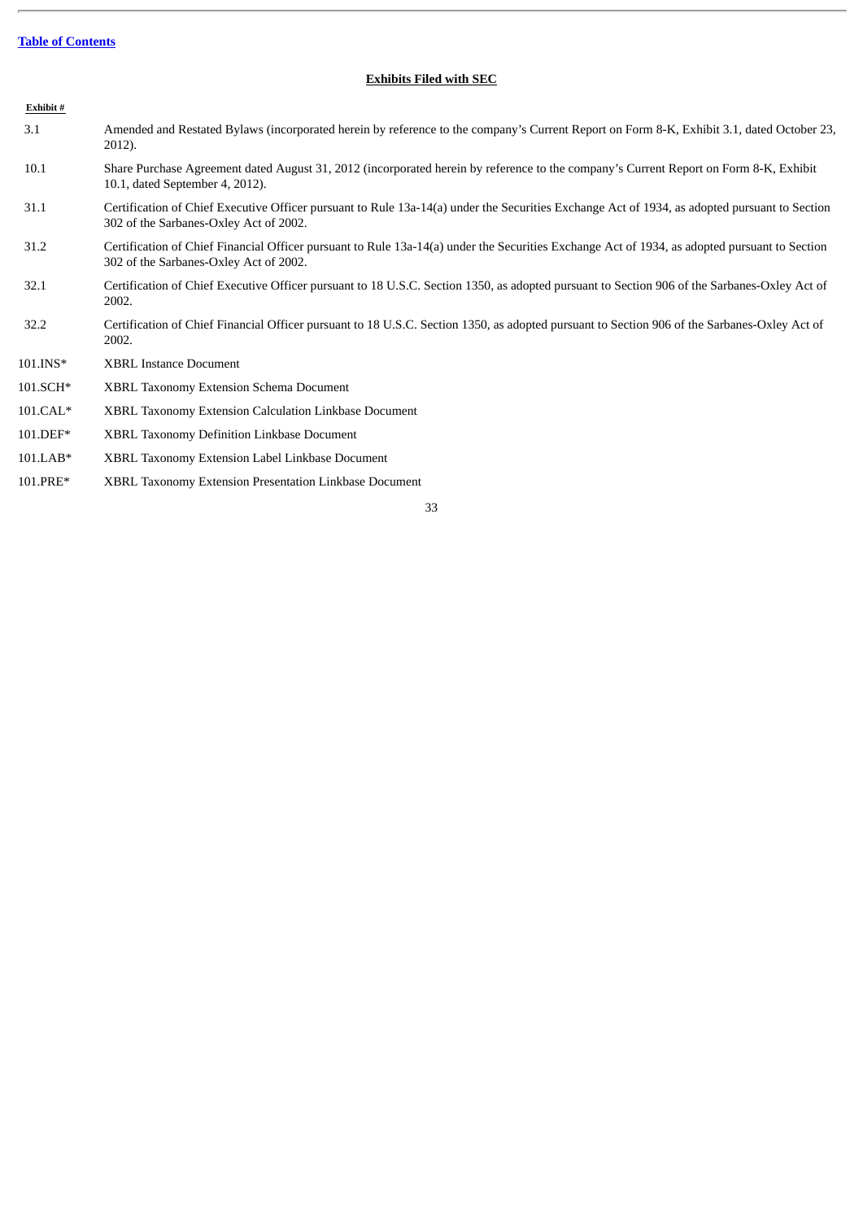## Exhibits Filed with SEC

| Exhibit # | |
|---|---|
| 3.1 | Amended and Restated Bylaws (incorporated herein by reference to the company's Current Report on Form 8-K, Exhibit 3.1, dated October 23, 2012). |
| 10.1 | Share Purchase Agreement dated August 31, 2012 (incorporated herein by reference to the company's Current Report on Form 8-K, Exhibit 10.1, dated September 4, 2012). |
| 31.1 | Certification of Chief Executive Officer pursuant to Rule 13a-14(a) under the Securities Exchange Act of 1934, as adopted pursuant to Section 302 of the Sarbanes-Oxley Act of 2002. |
| 31.2 | Certification of Chief Financial Officer pursuant to Rule 13a-14(a) under the Securities Exchange Act of 1934, as adopted pursuant to Section 302 of the Sarbanes-Oxley Act of 2002. |
| 32.1 | Certification of Chief Executive Officer pursuant to 18 U.S.C. Section 1350, as adopted pursuant to Section 906 of the Sarbanes-Oxley Act of 2002. |
| 32.2 | Certification of Chief Financial Officer pursuant to 18 U.S.C. Section 1350, as adopted pursuant to Section 906 of the Sarbanes-Oxley Act of 2002. |
| 101.INS* | XBRL Instance Document |
| 101.SCH* | XBRL Taxonomy Extension Schema Document |
| 101.CAL* | XBRL Taxonomy Extension Calculation Linkbase Document |
| 101.DEF* | XBRL Taxonomy Definition Linkbase Document |
| 101.LAB* | XBRL Taxonomy Extension Label Linkbase Document |
| 101.PRE* | XBRL Taxonomy Extension Presentation Linkbase Document |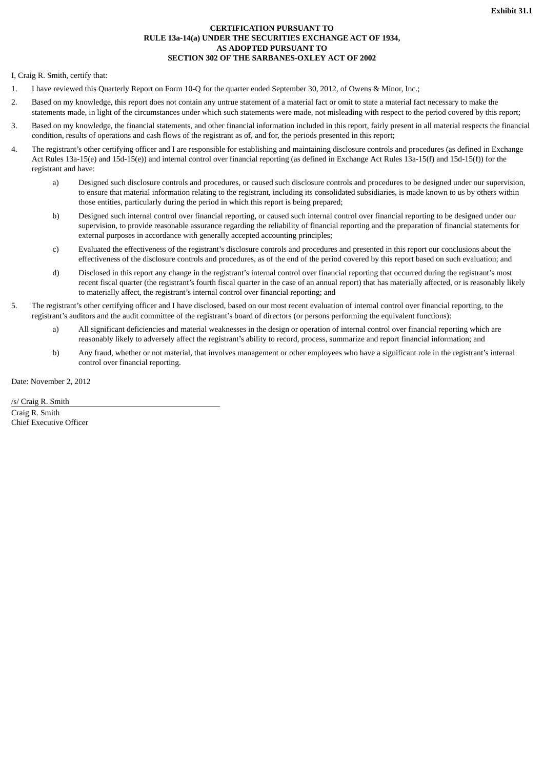**Exhibit 31.1**

**CERTIFICATION PURSUANT TO**
**RULE 13a-14(a) UNDER THE SECURITIES EXCHANGE ACT OF 1934,**
**AS ADOPTED PURSUANT TO**
**SECTION 302 OF THE SARBANES-OXLEY ACT OF 2002**

I, Craig R. Smith, certify that:

1. I have reviewed this Quarterly Report on Form 10-Q for the quarter ended September 30, 2012, of Owens & Minor, Inc.;

2. Based on my knowledge, this report does not contain any untrue statement of a material fact or omit to state a material fact necessary to make the statements made, in light of the circumstances under which such statements were made, not misleading with respect to the period covered by this report;

3. Based on my knowledge, the financial statements, and other financial information included in this report, fairly present in all material respects the financial condition, results of operations and cash flows of the registrant as of, and for, the periods presented in this report;

4. The registrant's other certifying officer and I are responsible for establishing and maintaining disclosure controls and procedures (as defined in Exchange Act Rules 13a-15(e) and 15d-15(e)) and internal control over financial reporting (as defined in Exchange Act Rules 13a-15(f) and 15d-15(f)) for the registrant and have:

   a) Designed such disclosure controls and procedures, or caused such disclosure controls and procedures to be designed under our supervision, to ensure that material information relating to the registrant, including its consolidated subsidiaries, is made known to us by others within those entities, particularly during the period in which this report is being prepared;

   b) Designed such internal control over financial reporting, or caused such internal control over financial reporting to be designed under our supervision, to provide reasonable assurance regarding the reliability of financial reporting and the preparation of financial statements for external purposes in accordance with generally accepted accounting principles;

   c) Evaluated the effectiveness of the registrant's disclosure controls and procedures and presented in this report our conclusions about the effectiveness of the disclosure controls and procedures, as of the end of the period covered by this report based on such evaluation; and

   d) Disclosed in this report any change in the registrant's internal control over financial reporting that occurred during the registrant's most recent fiscal quarter (the registrant's fourth fiscal quarter in the case of an annual report) that has materially affected, or is reasonably likely to materially affect, the registrant's internal control over financial reporting; and

5. The registrant's other certifying officer and I have disclosed, based on our most recent evaluation of internal control over financial reporting, to the registrant's auditors and the audit committee of the registrant's board of directors (or persons performing the equivalent functions):

   a) All significant deficiencies and material weaknesses in the design or operation of internal control over financial reporting which are reasonably likely to adversely affect the registrant's ability to record, process, summarize and report financial information; and

   b) Any fraud, whether or not material, that involves management or other employees who have a significant role in the registrant's internal control over financial reporting.

Date: November 2, 2012

/s/ Craig R. Smith

Craig R. Smith
Chief Executive Officer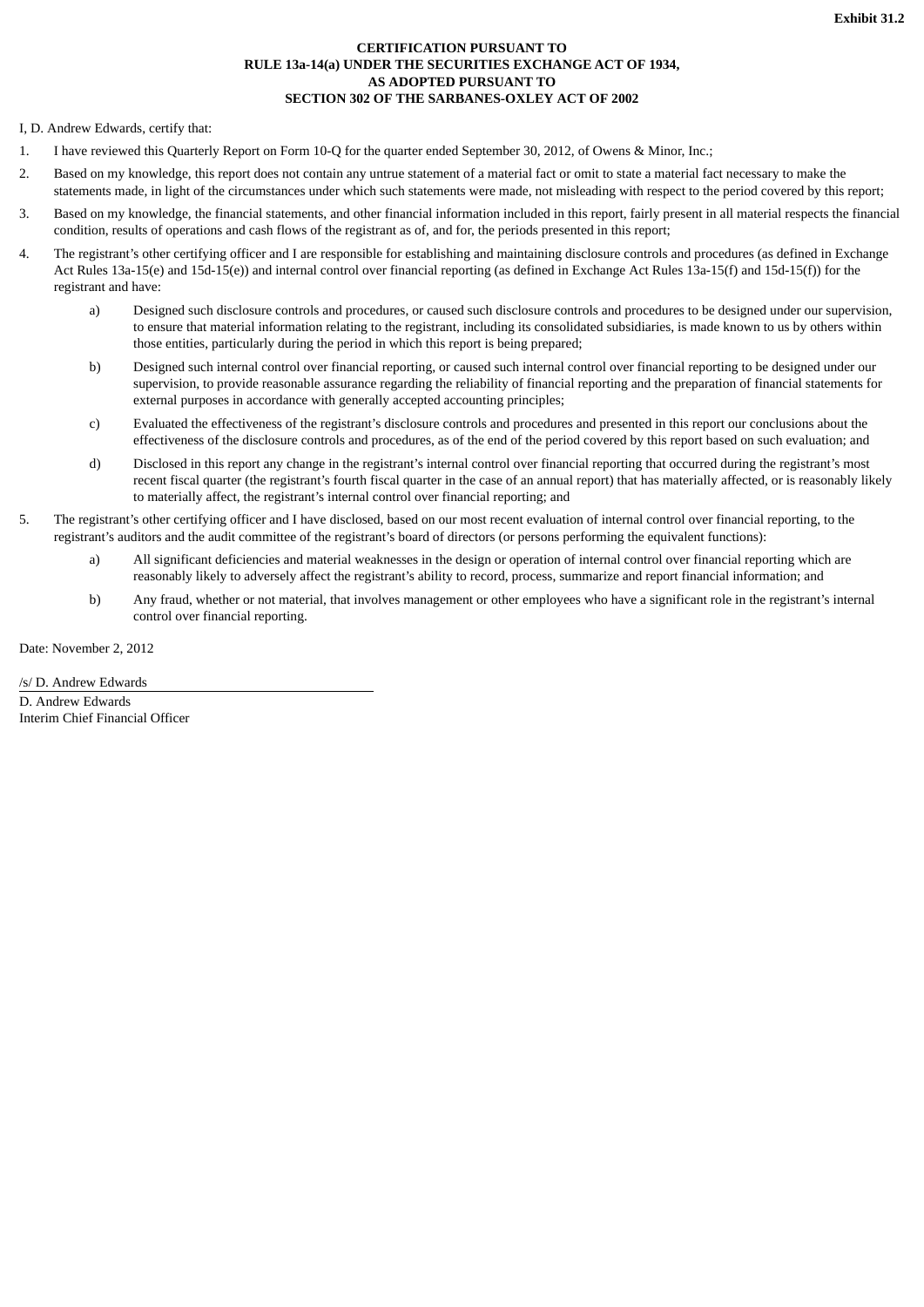Exhibit 31.2

**CERTIFICATION PURSUANT TO**
**RULE 13a-14(a) UNDER THE SECURITIES EXCHANGE ACT OF 1934,**
**AS ADOPTED PURSUANT TO**
**SECTION 302 OF THE SARBANES-OXLEY ACT OF 2002**

I, D. Andrew Edwards, certify that:

1. I have reviewed this Quarterly Report on Form 10-Q for the quarter ended September 30, 2012, of Owens & Minor, Inc.;

2. Based on my knowledge, this report does not contain any untrue statement of a material fact or omit to state a material fact necessary to make the statements made, in light of the circumstances under which such statements were made, not misleading with respect to the period covered by this report;

3. Based on my knowledge, the financial statements, and other financial information included in this report, fairly present in all material respects the financial condition, results of operations and cash flows of the registrant as of, and for, the periods presented in this report;

4. The registrant's other certifying officer and I are responsible for establishing and maintaining disclosure controls and procedures (as defined in Exchange Act Rules 13a-15(e) and 15d-15(e)) and internal control over financial reporting (as defined in Exchange Act Rules 13a-15(f) and 15d-15(f)) for the registrant and have:

   a) Designed such disclosure controls and procedures, or caused such disclosure controls and procedures to be designed under our supervision, to ensure that material information relating to the registrant, including its consolidated subsidiaries, is made known to us by others within those entities, particularly during the period in which this report is being prepared;

   b) Designed such internal control over financial reporting, or caused such internal control over financial reporting to be designed under our supervision, to provide reasonable assurance regarding the reliability of financial reporting and the preparation of financial statements for external purposes in accordance with generally accepted accounting principles;

   c) Evaluated the effectiveness of the registrant's disclosure controls and procedures and presented in this report our conclusions about the effectiveness of the disclosure controls and procedures, as of the end of the period covered by this report based on such evaluation; and

   d) Disclosed in this report any change in the registrant's internal control over financial reporting that occurred during the registrant's most recent fiscal quarter (the registrant's fourth fiscal quarter in the case of an annual report) that has materially affected, or is reasonably likely to materially affect, the registrant's internal control over financial reporting; and

5. The registrant's other certifying officer and I have disclosed, based on our most recent evaluation of internal control over financial reporting, to the registrant's auditors and the audit committee of the registrant's board of directors (or persons performing the equivalent functions):

   a) All significant deficiencies and material weaknesses in the design or operation of internal control over financial reporting which are reasonably likely to adversely affect the registrant's ability to record, process, summarize and report financial information; and

   b) Any fraud, whether or not material, that involves management or other employees who have a significant role in the registrant's internal control over financial reporting.

Date: November 2, 2012

/s/ D. Andrew Edwards

D. Andrew Edwards
Interim Chief Financial Officer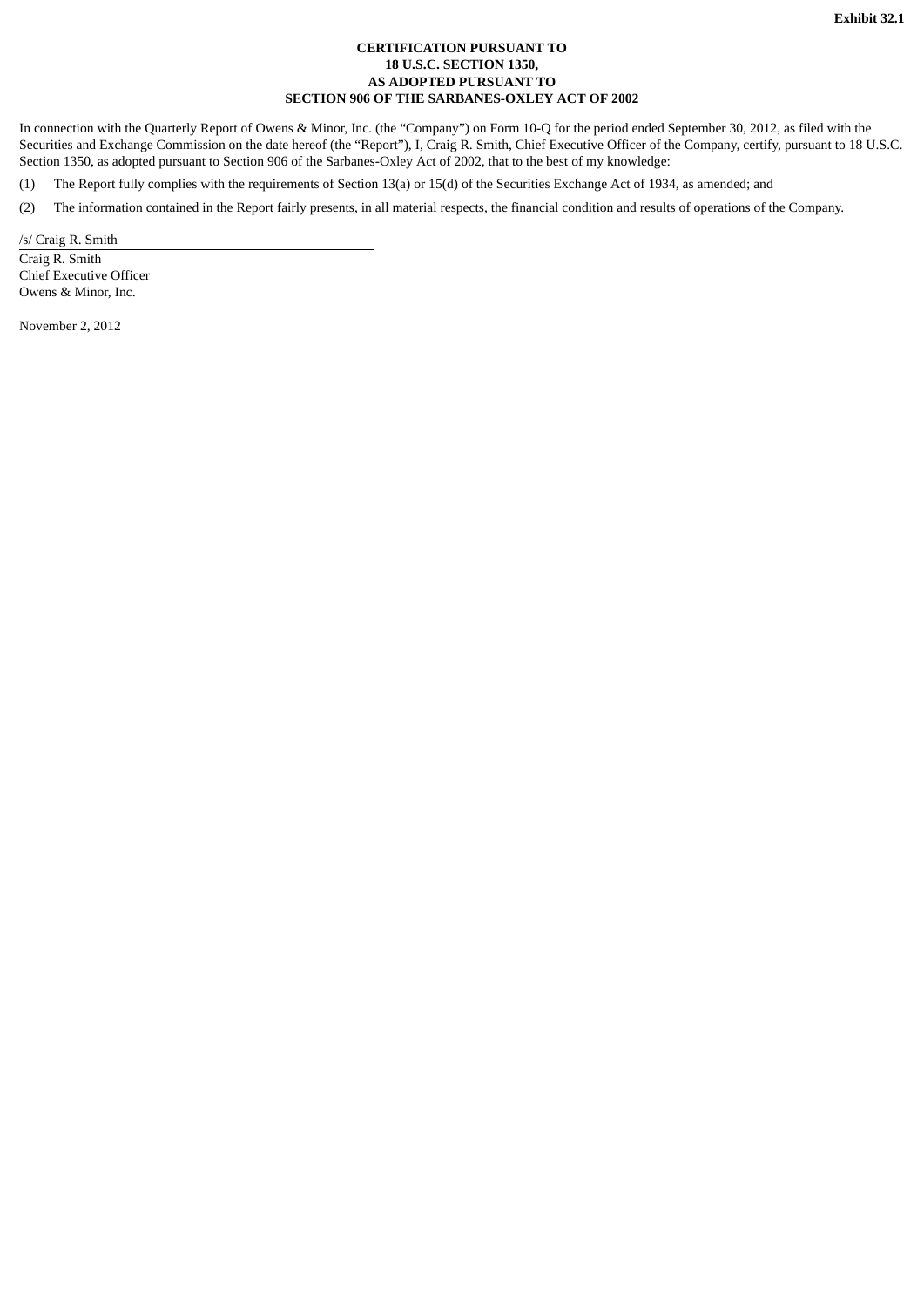Exhibit 32.1

**CERTIFICATION PURSUANT TO**
**18 U.S.C. SECTION 1350,**
**AS ADOPTED PURSUANT TO**
**SECTION 906 OF THE SARBANES-OXLEY ACT OF 2002**

In connection with the Quarterly Report of Owens & Minor, Inc. (the "Company") on Form 10-Q for the period ended September 30, 2012, as filed with the Securities and Exchange Commission on the date hereof (the "Report"), I, Craig R. Smith, Chief Executive Officer of the Company, certify, pursuant to 18 U.S.C. Section 1350, as adopted pursuant to Section 906 of the Sarbanes-Oxley Act of 2002, that to the best of my knowledge:

(1) The Report fully complies with the requirements of Section 13(a) or 15(d) of the Securities Exchange Act of 1934, as amended; and

(2) The information contained in the Report fairly presents, in all material respects, the financial condition and results of operations of the Company.

/s/ Craig R. Smith

Craig R. Smith
Chief Executive Officer
Owens & Minor, Inc.

November 2, 2012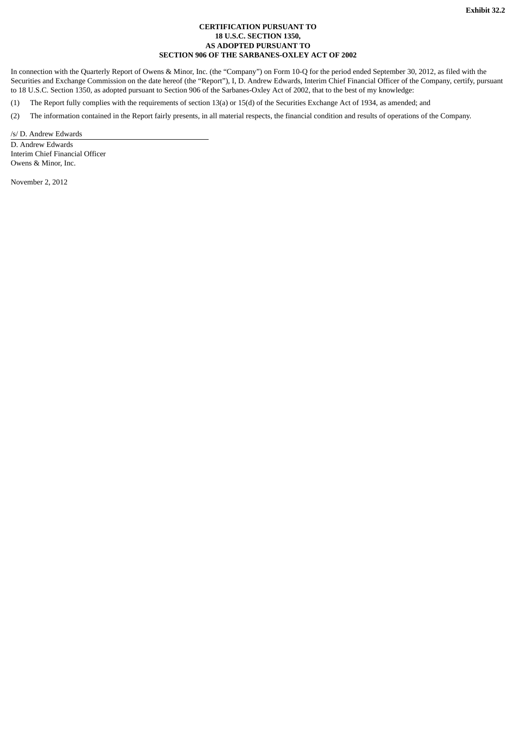**Exhibit 32.2**

**CERTIFICATION PURSUANT TO
18 U.S.C. SECTION 1350,
AS ADOPTED PURSUANT TO
SECTION 906 OF THE SARBANES-OXLEY ACT OF 2002**

In connection with the Quarterly Report of Owens & Minor, Inc. (the “Company”) on Form 10-Q for the period ended September 30, 2012, as filed with the Securities and Exchange Commission on the date hereof (the “Report”), I, D. Andrew Edwards, Interim Chief Financial Officer of the Company, certify, pursuant to 18 U.S.C. Section 1350, as adopted pursuant to Section 906 of the Sarbanes-Oxley Act of 2002, that to the best of my knowledge:

(1) The Report fully complies with the requirements of section 13(a) or 15(d) of the Securities Exchange Act of 1934, as amended; and

(2) The information contained in the Report fairly presents, in all material respects, the financial condition and results of operations of the Company.

/s/ D. Andrew Edwards

D. Andrew Edwards
Interim Chief Financial Officer
Owens & Minor, Inc.

November 2, 2012